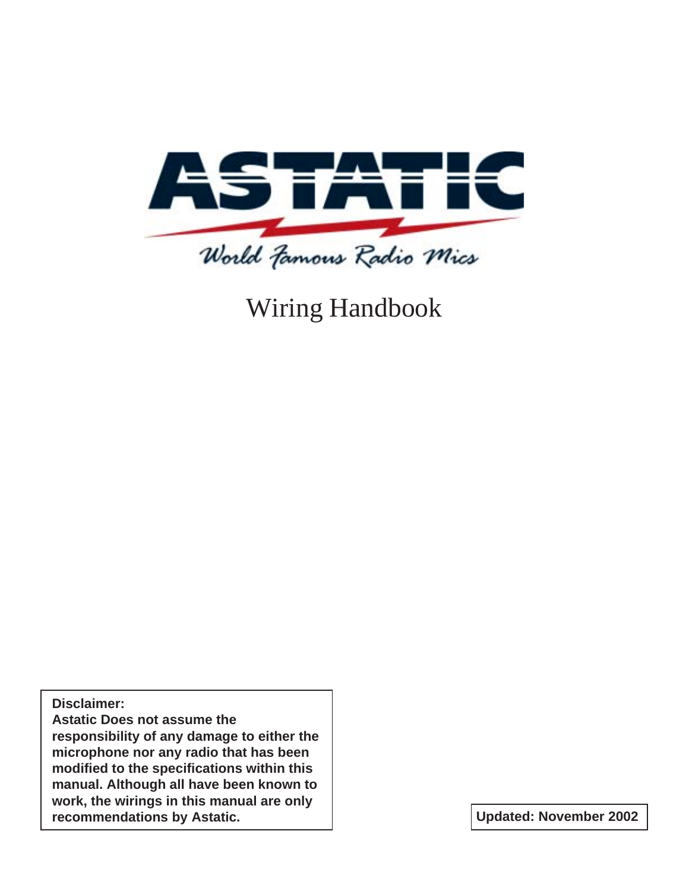# ASTATIC

*World Famous Radio Mics*

# Wiring Handbook

**Disclaimer:**
**Astatic Does not assume the responsibility of any damage to either the microphone nor any radio that has been modified to the specifications within this manual. Although all have been known to work, the wirings in this manual are only recommendations by Astatic.**

**Updated: November 2002**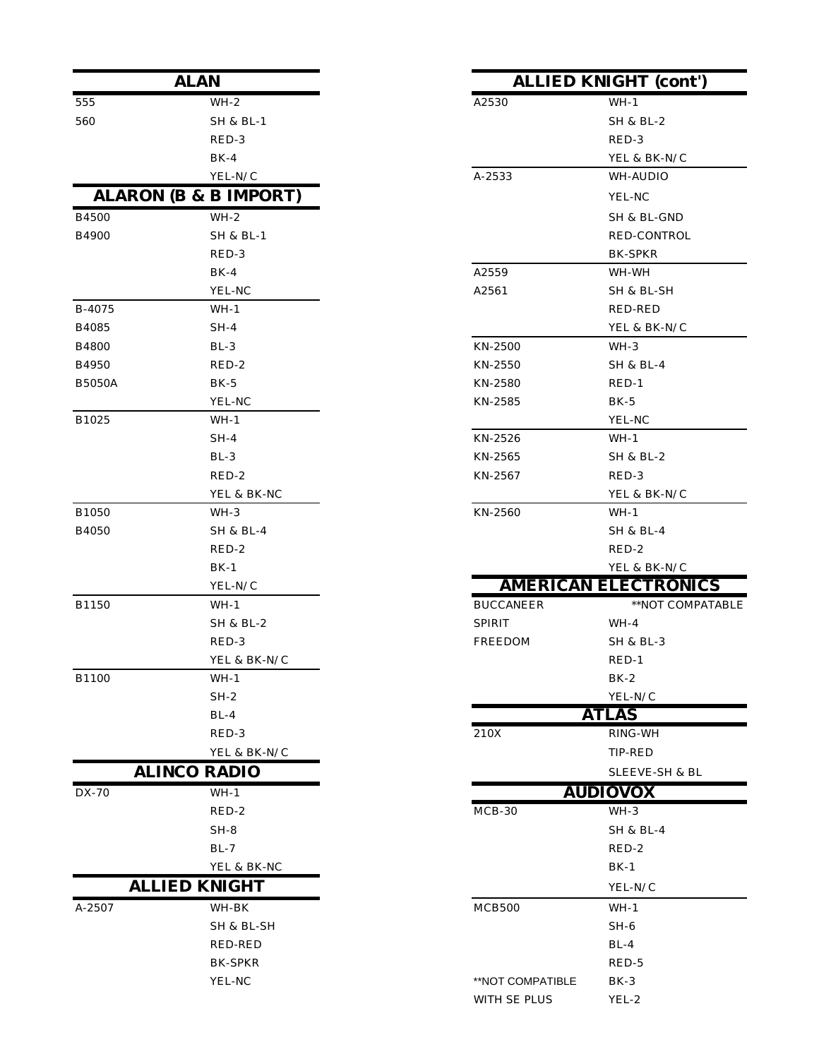## ALAN

| Model | Wiring |
|---|---|
| 555 | WH-2 |
| 560 | SH & BL-1 |
| | RED-3 |
| | BK-4 |
| | YEL-N/C |

## ALARON (B & B IMPORT)

| Model | Wiring |
|---|---|
| B4500 | WH-2 |
| B4900 | SH & BL-1 |
| | RED-3 |
| | BK-4 |
| | YEL-NC |
| B-4075 | WH-1 |
| B4085 | SH-4 |
| B4800 | BL-3 |
| B4950 | RED-2 |
| B5050A | BK-5 |
| | YEL-NC |
| B1025 | WH-1 |
| | SH-4 |
| | BL-3 |
| | RED-2 |
| | YEL & BK-NC |
| B1050 | WH-3 |
| B4050 | SH & BL-4 |
| | RED-2 |
| | BK-1 |
| | YEL-N/C |
| B1150 | WH-1 |
| | SH & BL-2 |
| | RED-3 |
| | YEL & BK-N/C |
| B1100 | WH-1 |
| | SH-2 |
| | BL-4 |
| | RED-3 |
| | YEL & BK-N/C |

## ALINCO RADIO

| Model | Wiring |
|---|---|
| DX-70 | WH-1 |
| | RED-2 |
| | SH-8 |
| | BL-7 |
| | YEL & BK-NC |

## ALLIED KNIGHT

| Model | Wiring |
|---|---|
| A-2507 | WH-BK |
| | SH & BL-SH |
| | RED-RED |
| | BK-SPKR |
| | YEL-NC |

## ALLIED KNIGHT (cont')

| Model | Wiring |
|---|---|
| A2530 | WH-1 |
| | SH & BL-2 |
| | RED-3 |
| | YEL & BK-N/C |
| A-2533 | WH-AUDIO |
| | YEL-NC |
| | SH & BL-GND |
| | RED-CONTROL |
| | BK-SPKR |
| A2559 | WH-WH |
| A2561 | SH & BL-SH |
| | RED-RED |
| | YEL & BK-N/C |
| KN-2500 | WH-3 |
| KN-2550 | SH & BL-4 |
| KN-2580 | RED-1 |
| KN-2585 | BK-5 |
| | YEL-NC |
| KN-2526 | WH-1 |
| KN-2565 | SH & BL-2 |
| KN-2567 | RED-3 |
| | YEL & BK-N/C |
| KN-2560 | WH-1 |
| | SH & BL-4 |
| | RED-2 |
| | YEL & BK-N/C |

## AMERICAN ELECTRONICS

| Model | Wiring |
|---|---|
| BUCCANEER | **NOT COMPATABLE |
| SPIRIT | WH-4 |
| FREEDOM | SH & BL-3 |
| | RED-1 |
| | BK-2 |
| | YEL-N/C |

## ATLAS

| Model | Wiring |
|---|---|
| 210X | RING-WH |
| | TIP-RED |
| | SLEEVE-SH & BL |

## AUDIOVOX

| Model | Wiring |
|---|---|
| MCB-30 | WH-3 |
| | SH & BL-4 |
| | RED-2 |
| | BK-1 |
| | YEL-N/C |
| MCB500 | WH-1 |
| | SH-6 |
| | BL-4 |
| | RED-5 |
| **NOT COMPATIBLE | BK-3 |
| WITH SE PLUS | YEL-2 |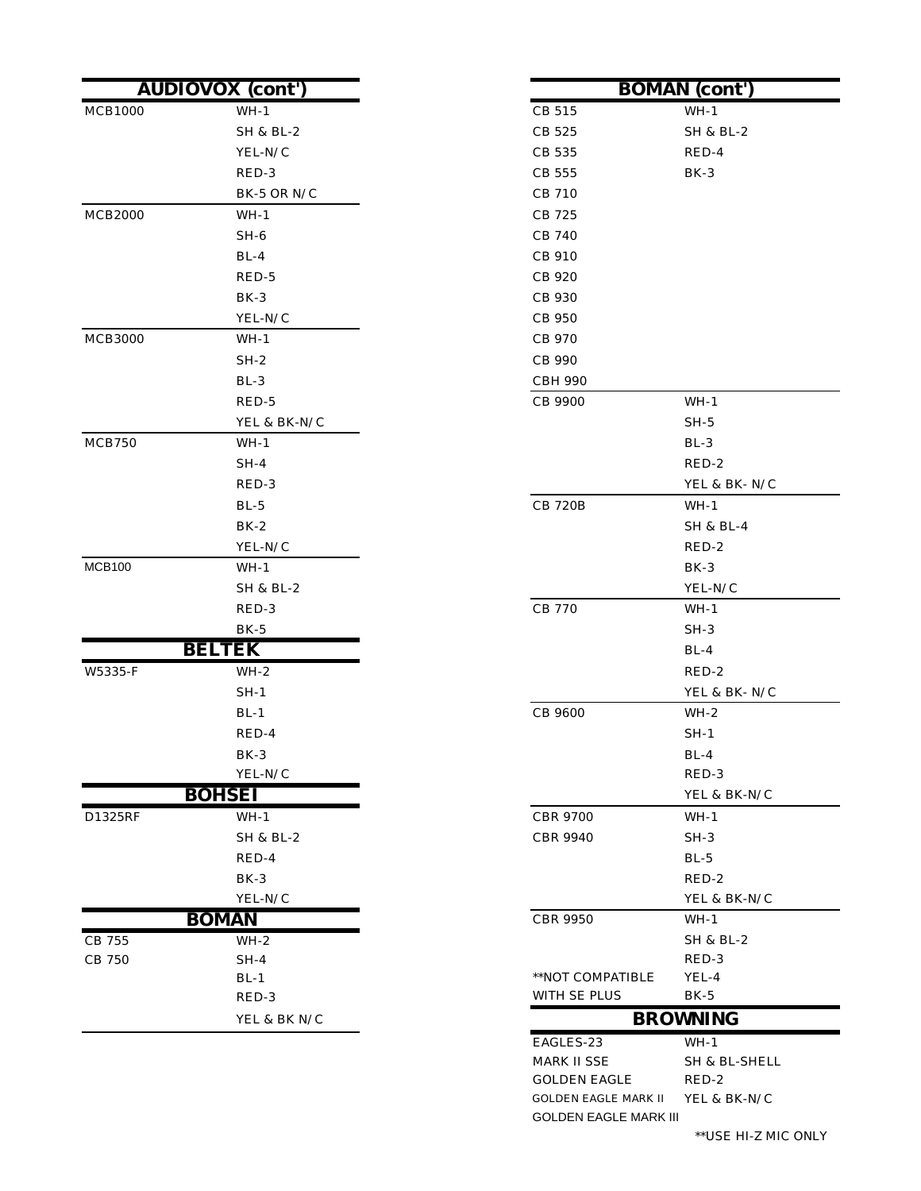## AUDIOVOX (cont')

| Model | Wiring |
| --- | --- |
| MCB1000 | WH-1 |
| | SH & BL-2 |
| | YEL-N/C |
| | RED-3 |
| | BK-5 OR N/C |
| MCB2000 | WH-1 |
| | SH-6 |
| | BL-4 |
| | RED-5 |
| | BK-3 |
| | YEL-N/C |
| MCB3000 | WH-1 |
| | SH-2 |
| | BL-3 |
| | RED-5 |
| | YEL & BK-N/C |
| MCB750 | WH-1 |
| | SH-4 |
| | RED-3 |
| | BL-5 |
| | BK-2 |
| | YEL-N/C |
| MCB100 | WH-1 |
| | SH & BL-2 |
| | RED-3 |
| | BK-5 |

## BELTEK

| Model | Wiring |
| --- | --- |
| W5335-F | WH-2 |
| | SH-1 |
| | BL-1 |
| | RED-4 |
| | BK-3 |
| | YEL-N/C |

## BOHSEI

| Model | Wiring |
| --- | --- |
| D1325RF | WH-1 |
| | SH & BL-2 |
| | RED-4 |
| | BK-3 |
| | YEL-N/C |

## BOMAN

| Model | Wiring |
| --- | --- |
| CB 755 | WH-2 |
| CB 750 | SH-4 |
| | BL-1 |
| | RED-3 |
| | YEL & BK N/C |

## BOMAN (cont')

| Model | Wiring |
| --- | --- |
| CB 515 | WH-1 |
| CB 525 | SH & BL-2 |
| CB 535 | RED-4 |
| CB 555 | BK-3 |
| CB 710 | |
| CB 725 | |
| CB 740 | |
| CB 910 | |
| CB 920 | |
| CB 930 | |
| CB 950 | |
| CB 970 | |
| CB 990 | |
| CBH 990 | |
| CB 9900 | WH-1 |
| | SH-5 |
| | BL-3 |
| | RED-2 |
| | YEL & BK- N/C |
| CB 720B | WH-1 |
| | SH & BL-4 |
| | RED-2 |
| | BK-3 |
| | YEL-N/C |
| CB 770 | WH-1 |
| | SH-3 |
| | BL-4 |
| | RED-2 |
| | YEL & BK- N/C |
| CB 9600 | WH-2 |
| | SH-1 |
| | BL-4 |
| | RED-3 |
| | YEL & BK-N/C |
| CBR 9700 | WH-1 |
| CBR 9940 | SH-3 |
| | BL-5 |
| | RED-2 |
| | YEL & BK-N/C |
| CBR 9950 | WH-1 |
| | SH & BL-2 |
| | RED-3 |
| **NOT COMPATIBLE | YEL-4 |
| WITH SE PLUS | BK-5 |

## BROWNING

| Model | Wiring |
| --- | --- |
| EAGLES-23 | WH-1 |
| MARK II SSE | SH & BL-SHELL |
| GOLDEN EAGLE | RED-2 |
| GOLDEN EAGLE MARK II | YEL & BK-N/C |
| GOLDEN EAGLE MARK III | |

**USE HI-Z MIC ONLY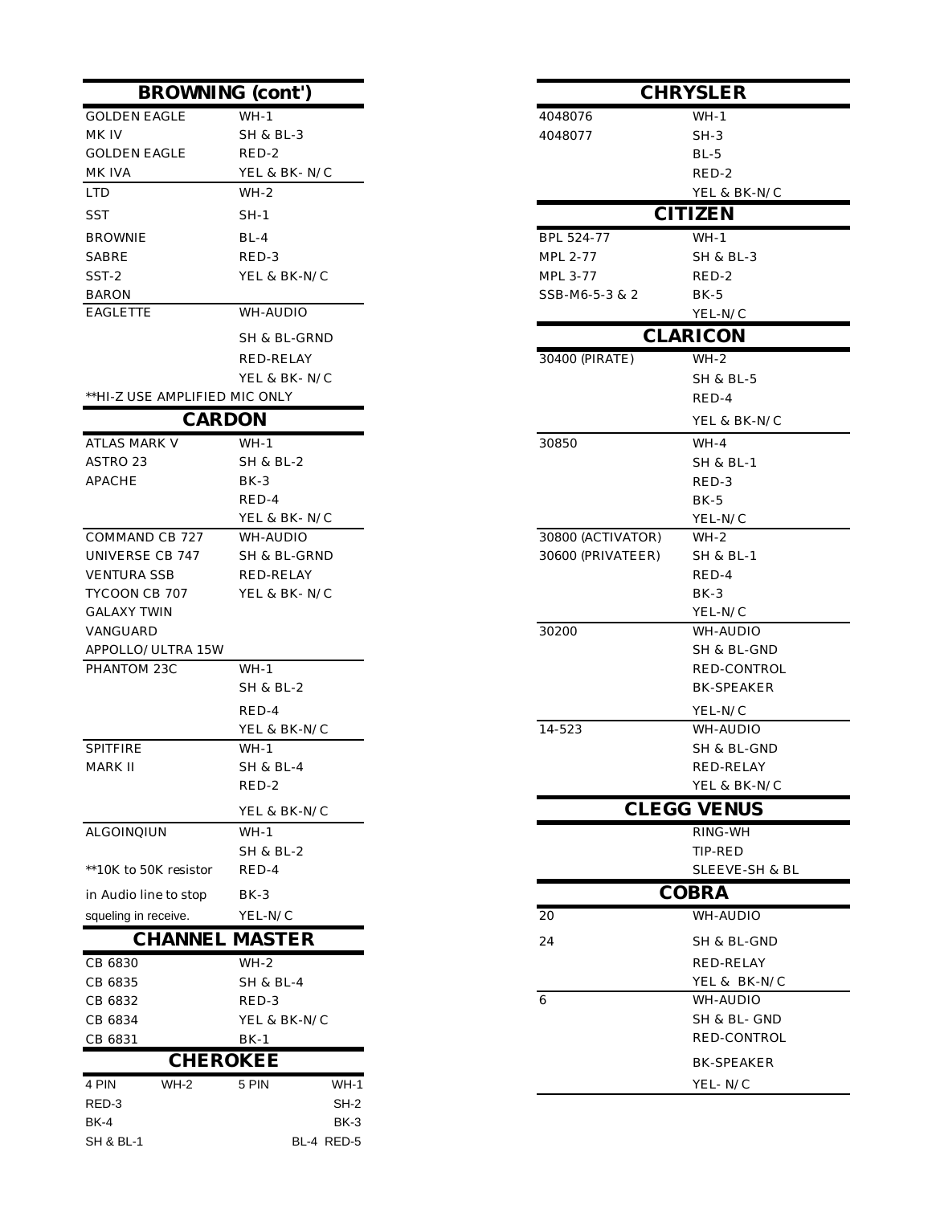## BROWNING (cont')

| Model | Wiring |
|---|---|
| GOLDEN EAGLE | WH-1 |
| MK IV | SH & BL-3 |
| GOLDEN EAGLE | RED-2 |
| MK IVA | YEL & BK- N/C |
| LTD | WH-2 |
| SST | SH-1 |
| BROWNIE | BL-4 |
| SABRE | RED-3 |
| SST-2 | YEL & BK-N/C |
| BARON | |
| EAGLETTE | WH-AUDIO |
| | SH & BL-GRND |
| | RED-RELAY |
| | YEL & BK- N/C |

**HI-Z USE AMPLIFIED MIC ONLY

## CARDON

| Model | Wiring |
|---|---|
| ATLAS MARK V | WH-1 |
| ASTRO 23 | SH & BL-2 |
| APACHE | BK-3 |
| | RED-4 |
| | YEL & BK- N/C |
| COMMAND CB 727 | WH-AUDIO |
| UNIVERSE CB 747 | SH & BL-GRND |
| VENTURA SSB | RED-RELAY |
| TYCOON CB 707 | YEL & BK- N/C |
| GALAXY TWIN | |
| VANGUARD | |
| APPOLLO/ULTRA 15W | |
| PHANTOM 23C | WH-1 |
| | SH & BL-2 |
| | RED-4 |
| | YEL & BK-N/C |
| SPITFIRE | WH-1 |
| MARK II | SH & BL-4 |
| | RED-2 |
| | YEL & BK-N/C |
| ALGOINQIUN | WH-1 |
| | SH & BL-2 |
| **10K to 50K resistor | RED-4 |
| in Audio line to stop | BK-3 |
| squeling in receive. | YEL-N/C |

## CHANNEL MASTER

| Model | Wiring |
|---|---|
| CB 6830 | WH-2 |
| CB 6835 | SH & BL-4 |
| CB 6832 | RED-3 |
| CB 6834 | YEL & BK-N/C |
| CB 6831 | BK-1 |

## CHEROKEE

| 4 PIN | | 5 PIN | |
|---|---|---|---|
| WH-2 | | | WH-1 |
| RED-3 | | | SH-2 |
| BK-4 | | | BK-3 |
| SH & BL-1 | | | BL-4 RED-5 |

## CHRYSLER

| Model | Wiring |
|---|---|
| 4048076 | WH-1 |
| 4048077 | SH-3 |
| | BL-5 |
| | RED-2 |
| | YEL & BK-N/C |

## CITIZEN

| Model | Wiring |
|---|---|
| BPL 524-77 | WH-1 |
| MPL 2-77 | SH & BL-3 |
| MPL 3-77 | RED-2 |
| SSB-M6-5-3 & 2 | BK-5 |
| | YEL-N/C |

## CLARICON

| Model | Wiring |
|---|---|
| 30400 (PIRATE) | WH-2 |
| | SH & BL-5 |
| | RED-4 |
| | YEL & BK-N/C |
| 30850 | WH-4 |
| | SH & BL-1 |
| | RED-3 |
| | BK-5 |
| | YEL-N/C |
| 30800 (ACTIVATOR) | WH-2 |
| 30600 (PRIVATEER) | SH & BL-1 |
| | RED-4 |
| | BK-3 |
| | YEL-N/C |
| 30200 | WH-AUDIO |
| | SH & BL-GND |
| | RED-CONTROL |
| | BK-SPEAKER |
| | YEL-N/C |
| 14-523 | WH-AUDIO |
| | SH & BL-GND |
| | RED-RELAY |
| | YEL & BK-N/C |

## CLEGG VENUS

| Model | Wiring |
|---|---|
| | RING-WH |
| | TIP-RED |
| | SLEEVE-SH & BL |

## COBRA

| Model | Wiring |
|---|---|
| 20 | WH-AUDIO |
| 24 | SH & BL-GND |
| | RED-RELAY |
| | YEL & BK-N/C |
| 6 | WH-AUDIO |
| | SH & BL- GND |
| | RED-CONTROL |
| | BK-SPEAKER |
| | YEL- N/C |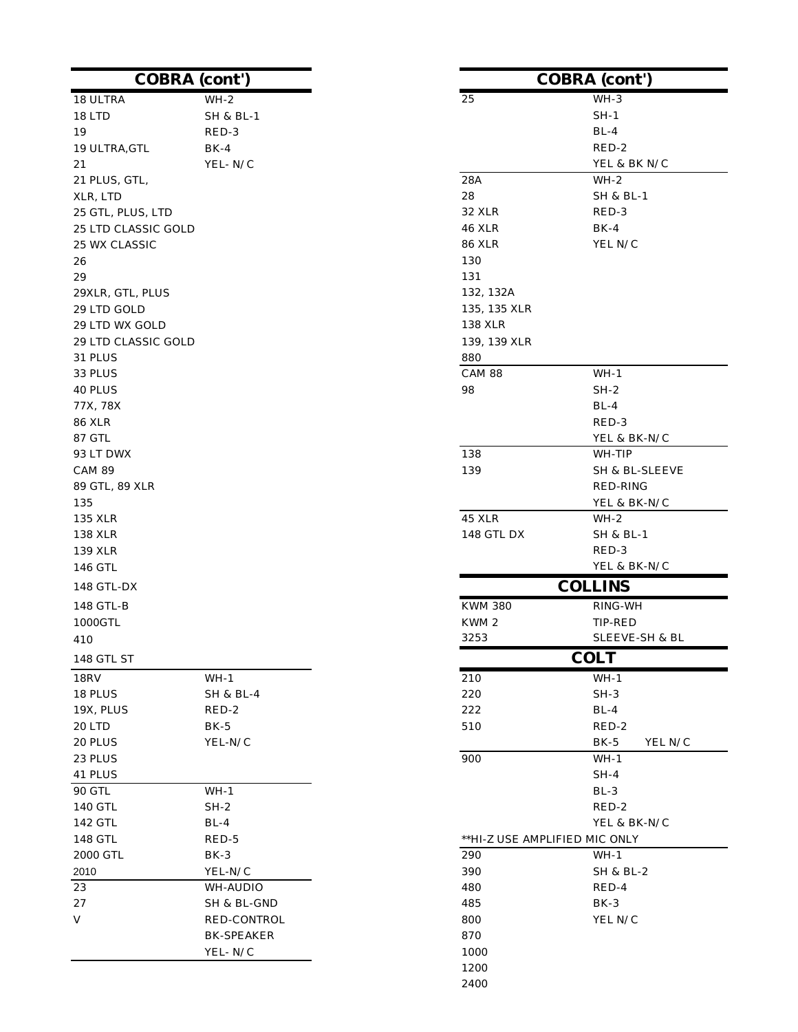## COBRA (cont')

| Model | Wiring |
|---|---|
| 18 ULTRA | WH-2 |
| 18 LTD | SH & BL-1 |
| 19 | RED-3 |
| 19 ULTRA,GTL | BK-4 |
| 21 | YEL- N/C |
| 21 PLUS, GTL, | |
| XLR, LTD | |
| 25 GTL, PLUS, LTD | |
| 25 LTD CLASSIC GOLD | |
| 25 WX CLASSIC | |
| 26 | |
| 29 | |
| 29XLR, GTL, PLUS | |
| 29 LTD GOLD | |
| 29 LTD WX GOLD | |
| 29 LTD CLASSIC GOLD | |
| 31 PLUS | |
| 33 PLUS | |
| 40 PLUS | |
| 77X, 78X | |
| 86 XLR | |
| 87 GTL | |
| 93 LT DWX | |
| CAM 89 | |
| 89 GTL, 89 XLR | |
| 135 | |
| 135 XLR | |
| 138 XLR | |
| 139 XLR | |
| 146 GTL | |
| 148 GTL-DX | |
| 148 GTL-B | |
| 1000GTL | |
| 410 | |
| 148 GTL ST | |
| 18RV | WH-1 |
| 18 PLUS | SH & BL-4 |
| 19X, PLUS | RED-2 |
| 20 LTD | BK-5 |
| 20 PLUS | YEL-N/C |
| 23 PLUS | |
| 41 PLUS | |
| 90 GTL | WH-1 |
| 140 GTL | SH-2 |
| 142 GTL | BL-4 |
| 148 GTL | RED-5 |
| 2000 GTL | BK-3 |
| 2010 | YEL-N/C |
| 23 | WH-AUDIO |
| 27 | SH & BL-GND |
| V | RED-CONTROL |
| | BK-SPEAKER |
| | YEL- N/C |

## COBRA (cont')

| Model | Wiring |
|---|---|
| 25 | WH-3 |
| | SH-1 |
| | BL-4 |
| | RED-2 |
| | YEL & BK N/C |
| 28A | WH-2 |
| 28 | SH & BL-1 |
| 32 XLR | RED-3 |
| 46 XLR | BK-4 |
| 86 XLR | YEL N/C |
| 130 | |
| 131 | |
| 132, 132A | |
| 135, 135 XLR | |
| 138 XLR | |
| 139, 139 XLR | |
| 880 | |
| CAM 88 | WH-1 |
| 98 | SH-2 |
| | BL-4 |
| | RED-3 |
| | YEL & BK-N/C |
| 138 | WH-TIP |
| 139 | SH & BL-SLEEVE |
| | RED-RING |
| | YEL & BK-N/C |
| 45 XLR | WH-2 |
| 148 GTL DX | SH & BL-1 |
| | RED-3 |
| | YEL & BK-N/C |

## COLLINS

| Model | Wiring |
|---|---|
| KWM 380 | RING-WH |
| KWM 2 | TIP-RED |
| 3253 | SLEEVE-SH & BL |

## COLT

| Model | Wiring |
|---|---|
| 210 | WH-1 |
| 220 | SH-3 |
| 222 | BL-4 |
| 510 | RED-2 |
| | BK-5 YEL N/C |
| 900 | WH-1 |
| | SH-4 |
| | BL-3 |
| | RED-2 |
| | YEL & BK-N/C |
| **HI-Z USE AMPLIFIED MIC ONLY | |
| 290 | WH-1 |
| 390 | SH & BL-2 |
| 480 | RED-4 |
| 485 | BK-3 |
| 800 | YEL N/C |
| 870 | |
| 1000 | |
| 1200 | |
| 2400 | |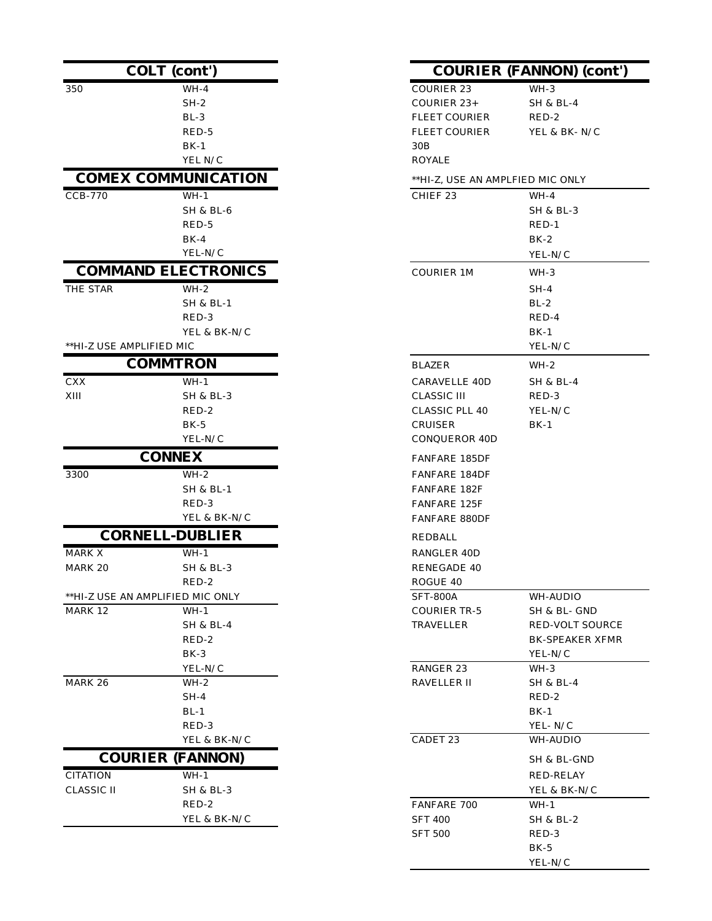## COLT (cont')

| | |
|---|---|
| 350 | WH-4 |
| | SH-2 |
| | BL-3 |
| | RED-5 |
| | BK-1 |
| | YEL N/C |

## COMEX COMMUNICATION

| | |
|---|---|
| CCB-770 | WH-1 |
| | SH & BL-6 |
| | RED-5 |
| | BK-4 |
| | YEL-N/C |

## COMMAND ELECTRONICS

| | |
|---|---|
| THE STAR | WH-2 |
| | SH & BL-1 |
| | RED-3 |
| | YEL & BK-N/C |

**HI-Z USE AMPLIFIED MIC

## COMMTRON

| | |
|---|---|
| CXX | WH-1 |
| XIII | SH & BL-3 |
| | RED-2 |
| | BK-5 |
| | YEL-N/C |

## CONNEX

| | |
|---|---|
| 3300 | WH-2 |
| | SH & BL-1 |
| | RED-3 |
| | YEL & BK-N/C |

## CORNELL-DUBLIER

| | |
|---|---|
| MARK X | WH-1 |
| MARK 20 | SH & BL-3 |
| | RED-2 |

**HI-Z USE AN AMPLIFIED MIC ONLY

| | |
|---|---|
| MARK 12 | WH-1 |
| | SH & BL-4 |
| | RED-2 |
| | BK-3 |
| | YEL-N/C |
| MARK 26 | WH-2 |
| | SH-4 |
| | BL-1 |
| | RED-3 |
| | YEL & BK-N/C |

## COURIER (FANNON)

| | |
|---|---|
| CITATION | WH-1 |
| CLASSIC II | SH & BL-3 |
| | RED-2 |
| | YEL & BK-N/C |

## COURIER (FANNON) (cont')

| | |
|---|---|
| COURIER 23 | WH-3 |
| COURIER 23+ | SH & BL-4 |
| FLEET COURIER | RED-2 |
| FLEET COURIER | YEL & BK- N/C |
| 30B | |
| ROYALE | |

**HI-Z, USE AN AMPLFIED MIC ONLY

| | |
|---|---|
| CHIEF 23 | WH-4 |
| | SH & BL-3 |
| | RED-1 |
| | BK-2 |
| | YEL-N/C |
| COURIER 1M | WH-3 |
| | SH-4 |
| | BL-2 |
| | RED-4 |
| | BK-1 |
| | YEL-N/C |
| BLAZER | WH-2 |
| CARAVELLE 40D | SH & BL-4 |
| CLASSIC III | RED-3 |
| CLASSIC PLL 40 | YEL-N/C |
| CRUISER | BK-1 |
| CONQUEROR 40D | |
| FANFARE 185DF | |
| FANFARE 184DF | |
| FANFARE 182F | |
| FANFARE 125F | |
| FANFARE 880DF | |
| REDBALL | |
| RANGLER 40D | |
| RENEGADE 40 | |
| ROGUE 40 | |
| SFT-800A | WH-AUDIO |
| COURIER TR-5 | SH & BL- GND |
| TRAVELLER | RED-VOLT SOURCE |
| | BK-SPEAKER XFMR |
| | YEL-N/C |
| RANGER 23 | WH-3 |
| RAVELLER II | SH & BL-4 |
| | RED-2 |
| | BK-1 |
| | YEL- N/C |
| CADET 23 | WH-AUDIO |
| | SH & BL-GND |
| | RED-RELAY |
| | YEL & BK-N/C |
| FANFARE 700 | WH-1 |
| SFT 400 | SH & BL-2 |
| SFT 500 | RED-3 |
| | BK-5 |
| | YEL-N/C |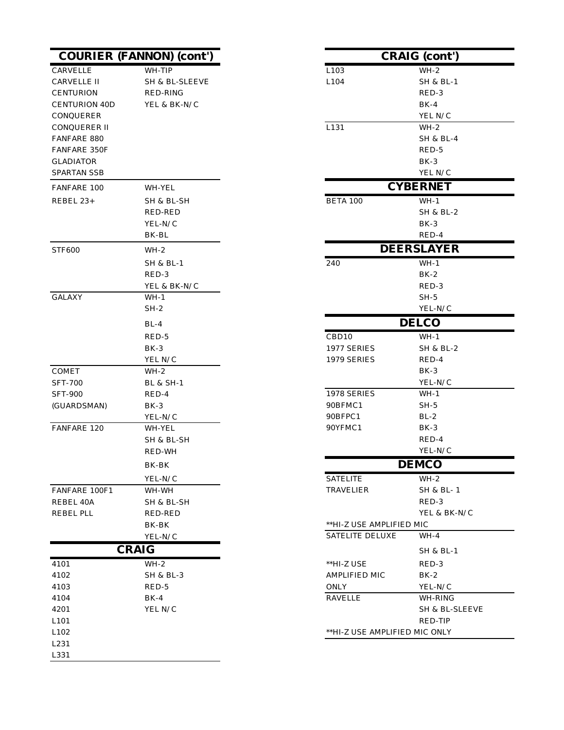## COURIER (FANNON) (cont')

| Model | Wiring |
|---|---|
| CARVELLE | WH-TIP |
| CARVELLE II | SH & BL-SLEEVE |
| CENTURION | RED-RING |
| CENTURION 40D | YEL & BK-N/C |
| CONQUERER | |
| CONQUERER II | |
| FANFARE 880 | |
| FANFARE 350F | |
| GLADIATOR | |
| SPARTAN SSB | |
| FANFARE 100 | WH-YEL |
| REBEL 23+ | SH & BL-SH |
| | RED-RED |
| | YEL-N/C |
| | BK-BL |
| STF600 | WH-2 |
| | SH & BL-1 |
| | RED-3 |
| | YEL & BK-N/C |
| GALAXY | WH-1 |
| | SH-2 |
| | BL-4 |
| | RED-5 |
| | BK-3 |
| | YEL N/C |
| COMET | WH-2 |
| SFT-700 | BL & SH-1 |
| SFT-900 | RED-4 |
| (GUARDSMAN) | BK-3 |
| | YEL-N/C |
| FANFARE 120 | WH-YEL |
| | SH & BL-SH |
| | RED-WH |
| | BK-BK |
| | YEL-N/C |
| FANFARE 100F1 | WH-WH |
| REBEL 40A | SH & BL-SH |
| REBEL PLL | RED-RED |
| | BK-BK |
| | YEL-N/C |

## CRAIG

| Model | Wiring |
|---|---|
| 4101 | WH-2 |
| 4102 | SH & BL-3 |
| 4103 | RED-5 |
| 4104 | BK-4 |
| 4201 | YEL N/C |
| L101 | |
| L102 | |
| L231 | |
| L331 | |

## CRAIG (cont')

| Model | Wiring |
|---|---|
| L103 | WH-2 |
| L104 | SH & BL-1 |
| | RED-3 |
| | BK-4 |
| | YEL N/C |
| L131 | WH-2 |
| | SH & BL-4 |
| | RED-5 |
| | BK-3 |
| | YEL N/C |

## CYBERNET

| Model | Wiring |
|---|---|
| BETA 100 | WH-1 |
| | SH & BL-2 |
| | BK-3 |
| | RED-4 |

## DEERSLAYER

| Model | Wiring |
|---|---|
| 240 | WH-1 |
| | BK-2 |
| | RED-3 |
| | SH-5 |
| | YEL-N/C |

## DELCO

| Model | Wiring |
|---|---|
| CBD10 | WH-1 |
| 1977 SERIES | SH & BL-2 |
| 1979 SERIES | RED-4 |
| | BK-3 |
| | YEL-N/C |
| 1978 SERIES | WH-1 |
| 90BFMC1 | SH-5 |
| 90BFPC1 | BL-2 |
| 90YFMC1 | BK-3 |
| | RED-4 |
| | YEL-N/C |

## DEMCO

| Model | Wiring |
|---|---|
| SATELITE | WH-2 |
| TRAVELIER | SH & BL- 1 |
| | RED-3 |
| | YEL & BK-N/C |
| **HI-Z USE AMPLIFIED MIC | |
| SATELITE DELUXE | WH-4 |
| | SH & BL-1 |
| **HI-Z USE | RED-3 |
| AMPLIFIED MIC | BK-2 |
| ONLY | YEL-N/C |
| RAVELLE | WH-RING |
| | SH & BL-SLEEVE |
| | RED-TIP |
| **HI-Z USE AMPLIFIED MIC ONLY | |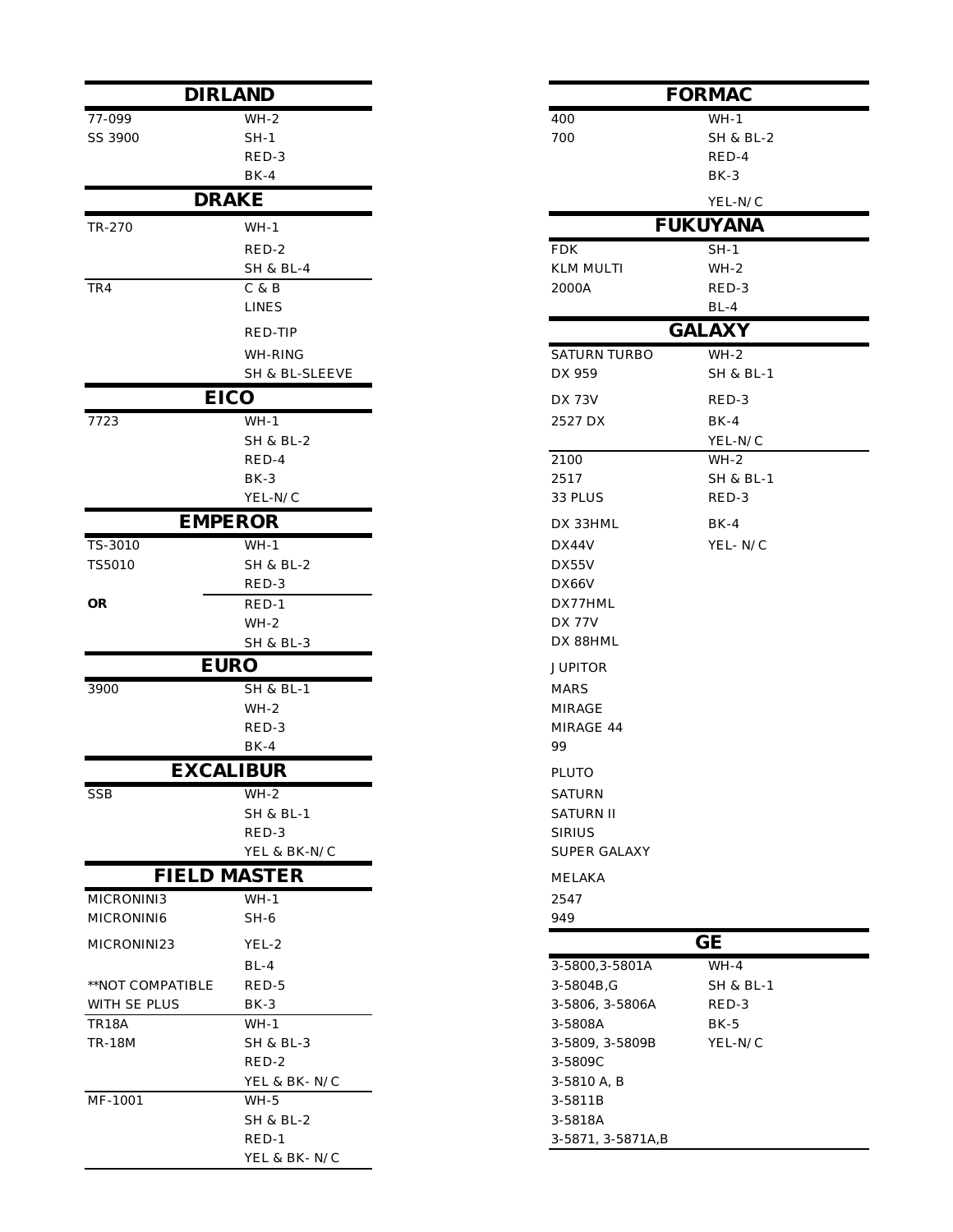## DIRLAND

| | |
|---|---|
| 77-099 | WH-2 |
| SS 3900 | SH-1 |
| | RED-3 |
| | BK-4 |

## DRAKE

| | |
|---|---|
| TR-270 | WH-1 |
| | RED-2 |
| | SH & BL-4 |
| TR4 | C & B |
| | LINES |
| | RED-TIP |
| | WH-RING |
| | SH & BL-SLEEVE |

## EICO

| | |
|---|---|
| 7723 | WH-1 |
| | SH & BL-2 |
| | RED-4 |
| | BK-3 |
| | YEL-N/C |

## EMPEROR

| | |
|---|---|
| TS-3010 | WH-1 |
| TS5010 | SH & BL-2 |
| | RED-3 |
| **OR** | RED-1 |
| | WH-2 |
| | SH & BL-3 |

## EURO

| | |
|---|---|
| 3900 | SH & BL-1 |
| | WH-2 |
| | RED-3 |
| | BK-4 |

## EXCALIBUR

| | |
|---|---|
| SSB | WH-2 |
| | SH & BL-1 |
| | RED-3 |
| | YEL & BK-N/C |

## FIELD MASTER

| | |
|---|---|
| MICRONINI3 | WH-1 |
| MICRONINI6 | SH-6 |
| MICRONINI23 | YEL-2 |
| | BL-4 |
| **NOT COMPATIBLE | RED-5 |
| WITH SE PLUS | BK-3 |
| TR18A | WH-1 |
| TR-18M | SH & BL-3 |
| | RED-2 |
| | YEL & BK- N/C |
| MF-1001 | WH-5 |
| | SH & BL-2 |
| | RED-1 |
| | YEL & BK- N/C |

## FORMAC

| | |
|---|---|
| 400 | WH-1 |
| 700 | SH & BL-2 |
| | RED-4 |
| | BK-3 |
| | YEL-N/C |

## FUKUYANA

| | |
|---|---|
| FDK | SH-1 |
| KLM MULTI | WH-2 |
| 2000A | RED-3 |
| | BL-4 |

## GALAXY

| | |
|---|---|
| SATURN TURBO | WH-2 |
| DX 959 | SH & BL-1 |
| DX 73V | RED-3 |
| 2527 DX | BK-4 |
| | YEL-N/C |
| 2100 | WH-2 |
| 2517 | SH & BL-1 |
| 33 PLUS | RED-3 |
| DX 33HML | BK-4 |
| DX44V | YEL- N/C |
| DX55V | |
| DX66V | |
| DX77HML | |
| DX 77V | |
| DX 88HML | |
| JUPITOR | |
| MARS | |
| MIRAGE | |
| MIRAGE 44 | |
| 99 | |
| PLUTO | |
| SATURN | |
| SATURN II | |
| SIRIUS | |
| SUPER GALAXY | |
| MELAKA | |
| 2547 | |
| 949 | |

## GE

| | |
|---|---|
| 3-5800,3-5801A | WH-4 |
| 3-5804B,G | SH & BL-1 |
| 3-5806, 3-5806A | RED-3 |
| 3-5808A | BK-5 |
| 3-5809, 3-5809B | YEL-N/C |
| 3-5809C | |
| 3-5810 A, B | |
| 3-5811B | |
| 3-5818A | |
| 3-5871, 3-5871A,B | |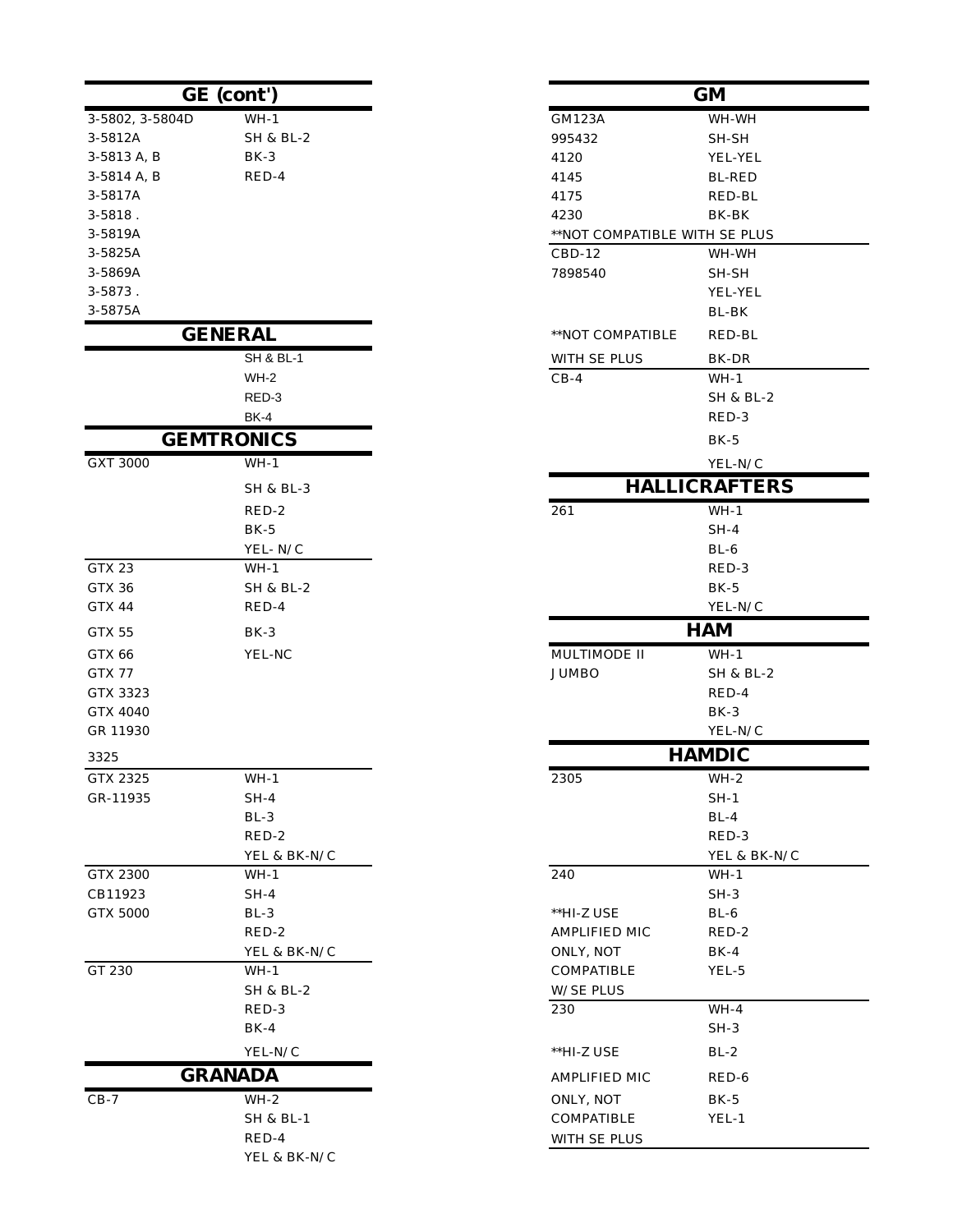## GE (cont')

| | |
|---|---|
| 3-5802, 3-5804D | WH-1 |
| 3-5812A | SH & BL-2 |
| 3-5813 A, B | BK-3 |
| 3-5814 A, B | RED-4 |
| 3-5817A | |
| 3-5818 . | |
| 3-5819A | |
| 3-5825A | |
| 3-5869A | |
| 3-5873 . | |
| 3-5875A | |

## GENERAL

| | |
|---|---|
| | SH & BL-1 |
| | WH-2 |
| | RED-3 |
| | BK-4 |

## GEMTRONICS

| | |
|---|---|
| GXT 3000 | WH-1 |
| | SH & BL-3 |
| | RED-2 |
| | BK-5 |
| | YEL- N/C |
| GTX 23 | WH-1 |
| GTX 36 | SH & BL-2 |
| GTX 44 | RED-4 |
| GTX 55 | BK-3 |
| GTX 66 | YEL-NC |
| GTX 77 | |
| GTX 3323 | |
| GTX 4040 | |
| GR 11930 | |
| 3325 | |
| GTX 2325 | WH-1 |
| GR-11935 | SH-4 |
| | BL-3 |
| | RED-2 |
| | YEL & BK-N/C |
| GTX 2300 | WH-1 |
| CB11923 | SH-4 |
| GTX 5000 | BL-3 |
| | RED-2 |
| | YEL & BK-N/C |
| GT 230 | WH-1 |
| | SH & BL-2 |
| | RED-3 |
| | BK-4 |
| | YEL-N/C |

## GRANADA

| | |
|---|---|
| CB-7 | WH-2 |
| | SH & BL-1 |
| | RED-4 |
| | YEL & BK-N/C |

## GM

| | |
|---|---|
| GM123A | WH-WH |
| 995432 | SH-SH |
| 4120 | YEL-YEL |
| 4145 | BL-RED |
| 4175 | RED-BL |
| 4230 | BK-BK |
| **NOT COMPATIBLE WITH SE PLUS | |
| CBD-12 | WH-WH |
| 7898540 | SH-SH |
| | YEL-YEL |
| | BL-BK |
| **NOT COMPATIBLE | RED-BL |
| WITH SE PLUS | BK-DR |
| CB-4 | WH-1 |
| | SH & BL-2 |
| | RED-3 |
| | BK-5 |
| | YEL-N/C |

## HALLICRAFTERS

| | |
|---|---|
| 261 | WH-1 |
| | SH-4 |
| | BL-6 |
| | RED-3 |
| | BK-5 |
| | YEL-N/C |

## HAM

| | |
|---|---|
| MULTIMODE II | WH-1 |
| JUMBO | SH & BL-2 |
| | RED-4 |
| | BK-3 |
| | YEL-N/C |

## HAMDIC

| | |
|---|---|
| 2305 | WH-2 |
| | SH-1 |
| | BL-4 |
| | RED-3 |
| | YEL & BK-N/C |
| 240 | WH-1 |
| | SH-3 |
| **HI-Z USE | BL-6 |
| AMPLIFIED MIC | RED-2 |
| ONLY, NOT | BK-4 |
| COMPATIBLE | YEL-5 |
| W/ SE PLUS | |
| 230 | WH-4 |
| | SH-3 |
| **HI-Z USE | BL-2 |
| AMPLIFIED MIC | RED-6 |
| ONLY, NOT | BK-5 |
| COMPATIBLE | YEL-1 |
| WITH SE PLUS | |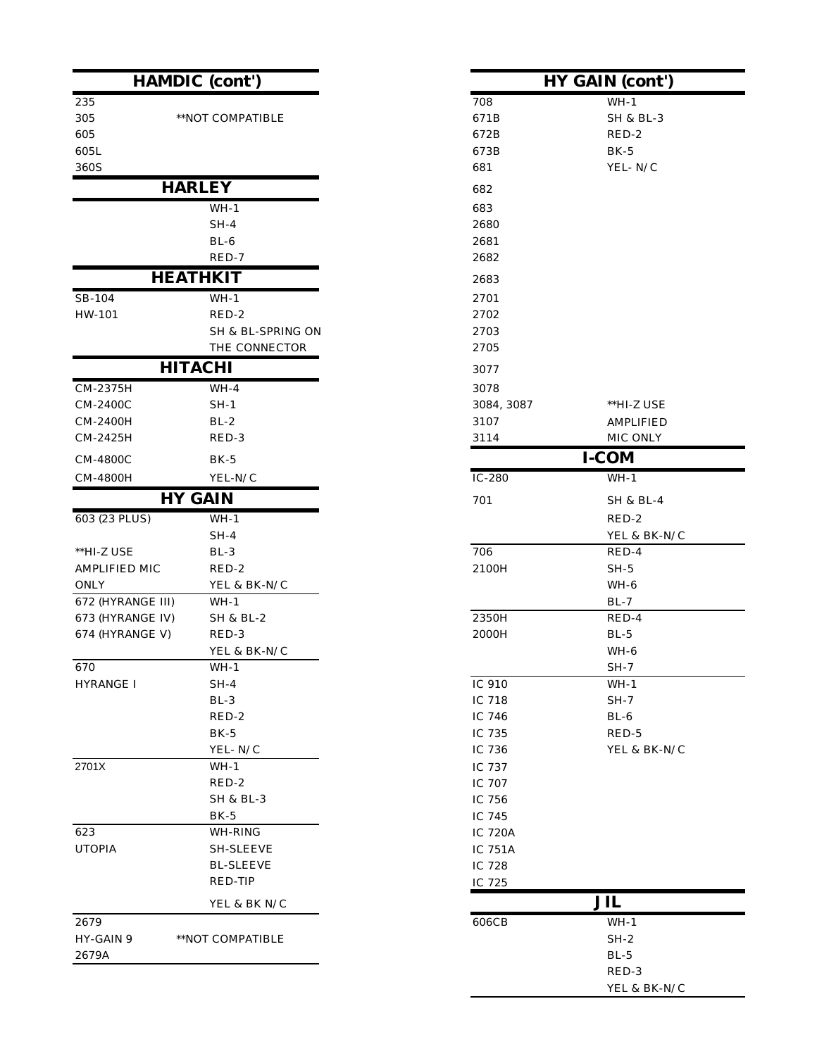## HAMDIC (cont')

| Model | Wiring |
|---|---|
| 235 | |
| 305 | **NOT COMPATIBLE |
| 605 | |
| 605L | |
| 360S | |

## HARLEY

| Model | Wiring |
|---|---|
| | WH-1 |
| | SH-4 |
| | BL-6 |
| | RED-7 |

## HEATHKIT

| Model | Wiring |
|---|---|
| SB-104 | WH-1 |
| HW-101 | RED-2 |
| | SH & BL-SPRING ON THE CONNECTOR |

## HITACHI

| Model | Wiring |
|---|---|
| CM-2375H | WH-4 |
| CM-2400C | SH-1 |
| CM-2400H | BL-2 |
| CM-2425H | RED-3 |
| CM-4800C | BK-5 |
| CM-4800H | YEL-N/C |

## HY GAIN

| Model | Wiring |
|---|---|
| 603 (23 PLUS) | WH-1 |
| | SH-4 |
| **HI-Z USE | BL-3 |
| AMPLIFIED MIC | RED-2 |
| ONLY | YEL & BK-N/C |
| 672 (HYRANGE III) | WH-1 |
| 673 (HYRANGE IV) | SH & BL-2 |
| 674 (HYRANGE V) | RED-3 |
| | YEL & BK-N/C |
| 670 | WH-1 |
| HYRANGE I | SH-4 |
| | BL-3 |
| | RED-2 |
| | BK-5 |
| | YEL- N/C |
| 2701X | WH-1 |
| | RED-2 |
| | SH & BL-3 |
| | BK-5 |
| 623 | WH-RING |
| UTOPIA | SH-SLEEVE |
| | BL-SLEEVE |
| | RED-TIP |
| | YEL & BK N/C |
| 2679 | |
| HY-GAIN 9 | **NOT COMPATIBLE |
| 2679A | |

## HY GAIN (cont')

| Model | Wiring |
|---|---|
| 708 | WH-1 |
| 671B | SH & BL-3 |
| 672B | RED-2 |
| 673B | BK-5 |
| 681 | YEL- N/C |
| 682 | |
| 683 | |
| 2680 | |
| 2681 | |
| 2682 | |
| 2683 | |
| 2701 | |
| 2702 | |
| 2703 | |
| 2705 | |
| 3077 | |
| 3078 | |
| 3084, 3087 | **HI-Z USE |
| 3107 | AMPLIFIED |
| 3114 | MIC ONLY |

## I-COM

| Model | Wiring |
|---|---|
| IC-280 | WH-1 |
| 701 | SH & BL-4 |
| | RED-2 |
| | YEL & BK-N/C |
| 706 | RED-4 |
| 2100H | SH-5 |
| | WH-6 |
| | BL-7 |
| 2350H | RED-4 |
| 2000H | BL-5 |
| | WH-6 |
| | SH-7 |
| IC 910 | WH-1 |
| IC 718 | SH-7 |
| IC 746 | BL-6 |
| IC 735 | RED-5 |
| IC 736 | YEL & BK-N/C |
| IC 737 | |
| IC 707 | |
| IC 756 | |
| IC 745 | |
| IC 720A | |
| IC 751A | |
| IC 728 | |
| IC 725 | |

## JIL

| Model | Wiring |
|---|---|
| 606CB | WH-1 |
| | SH-2 |
| | BL-5 |
| | RED-3 |
| | YEL & BK-N/C |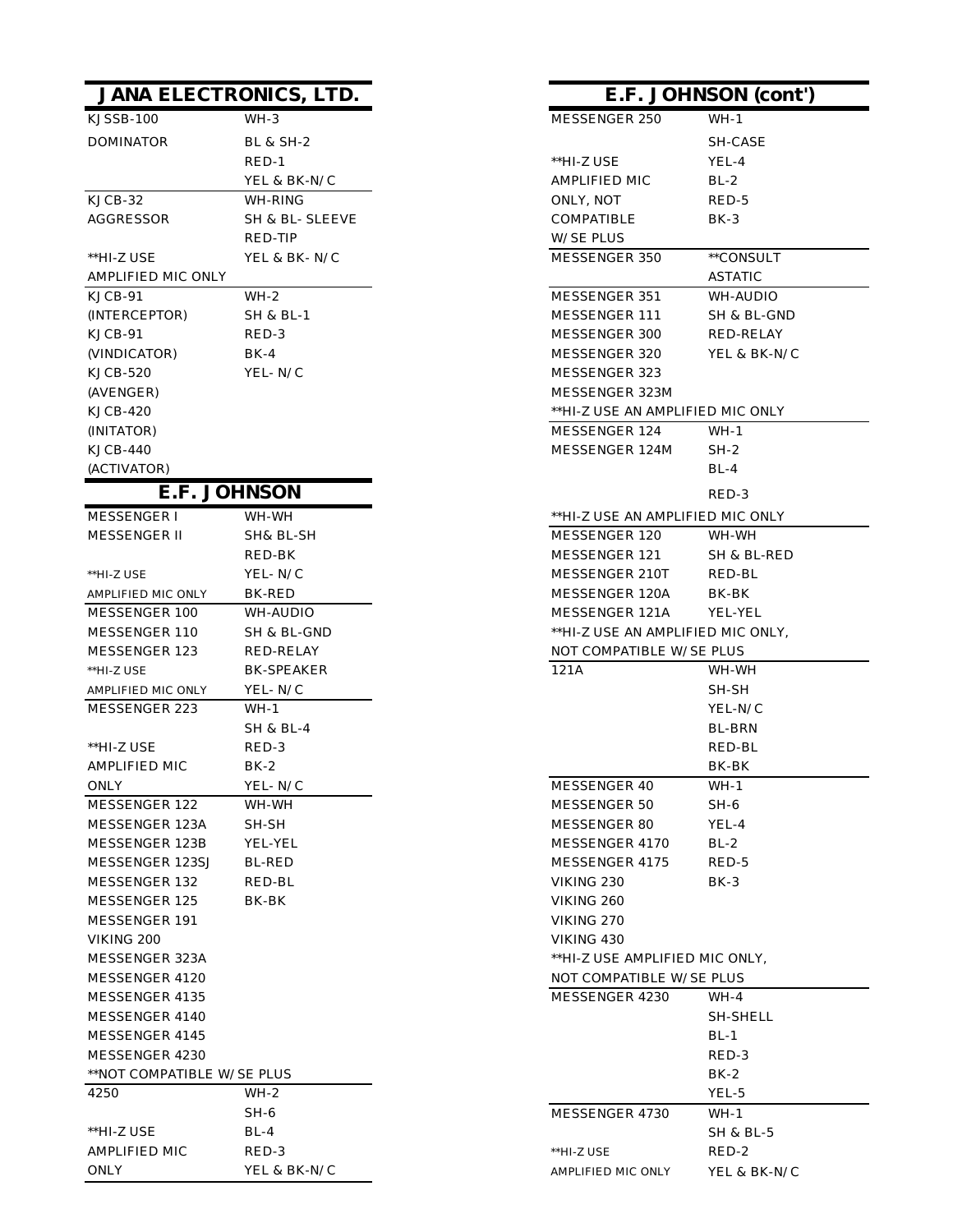## JANA ELECTRONICS, LTD.

| | |
|---|---|
| KJSSB-100 | WH-3 |
| DOMINATOR | BL & SH-2 |
| | RED-1 |
| | YEL & BK-N/C |
| KJCB-32 | WH-RING |
| AGGRESSOR | SH & BL- SLEEVE |
| | RED-TIP |
| **HI-Z USE | YEL & BK- N/C |
| AMPLIFIED MIC ONLY | |
| KJCB-91 | WH-2 |
| (INTERCEPTOR) | SH & BL-1 |
| KJCB-91 | RED-3 |
| (VINDICATOR) | BK-4 |
| KJCB-520 | YEL- N/C |
| (AVENGER) | |
| KJCB-420 | |
| (INITATOR) | |
| KJCB-440 | |
| (ACTIVATOR) | |

## E.F. JOHNSON

| | |
|---|---|
| MESSENGER I | WH-WH |
| MESSENGER II | SH& BL-SH |
| | RED-BK |
| **HI-Z USE | YEL- N/C |
| AMPLIFIED MIC ONLY | BK-RED |
| MESSENGER 100 | WH-AUDIO |
| MESSENGER 110 | SH & BL-GND |
| MESSENGER 123 | RED-RELAY |
| **HI-Z USE | BK-SPEAKER |
| AMPLIFIED MIC ONLY | YEL- N/C |
| MESSENGER 223 | WH-1 |
| | SH & BL-4 |
| **HI-Z USE | RED-3 |
| AMPLIFIED MIC | BK-2 |
| ONLY | YEL- N/C |
| MESSENGER 122 | WH-WH |
| MESSENGER 123A | SH-SH |
| MESSENGER 123B | YEL-YEL |
| MESSENGER 123SJ | BL-RED |
| MESSENGER 132 | RED-BL |
| MESSENGER 125 | BK-BK |
| MESSENGER 191 | |
| VIKING 200 | |
| MESSENGER 323A | |
| MESSENGER 4120 | |
| MESSENGER 4135 | |
| MESSENGER 4140 | |
| MESSENGER 4145 | |
| MESSENGER 4230 | |
| **NOT COMPATIBLE W/SE PLUS | |
| 4250 | WH-2 |
| | SH-6 |
| **HI-Z USE | BL-4 |
| AMPLIFIED MIC | RED-3 |
| ONLY | YEL & BK-N/C |

## E.F. JOHNSON (cont')

| | |
|---|---|
| MESSENGER 250 | WH-1 |
| | SH-CASE |
| **HI-Z USE | YEL-4 |
| AMPLIFIED MIC | BL-2 |
| ONLY, NOT | RED-5 |
| COMPATIBLE | BK-3 |
| W/SE PLUS | |
| MESSENGER 350 | **CONSULT |
| | ASTATIC |
| MESSENGER 351 | WH-AUDIO |
| MESSENGER 111 | SH & BL-GND |
| MESSENGER 300 | RED-RELAY |
| MESSENGER 320 | YEL & BK-N/C |
| MESSENGER 323 | |
| MESSENGER 323M | |
| **HI-Z USE AN AMPLIFIED MIC ONLY | |
| MESSENGER 124 | WH-1 |
| MESSENGER 124M | SH-2 |
| | BL-4 |
| | RED-3 |
| **HI-Z USE AN AMPLIFIED MIC ONLY | |
| MESSENGER 120 | WH-WH |
| MESSENGER 121 | SH & BL-RED |
| MESSENGER 210T | RED-BL |
| MESSENGER 120A | BK-BK |
| MESSENGER 121A | YEL-YEL |
| **HI-Z USE AN AMPLIFIED MIC ONLY, | |
| NOT COMPATIBLE W/SE PLUS | |
| 121A | WH-WH |
| | SH-SH |
| | YEL-N/C |
| | BL-BRN |
| | RED-BL |
| | BK-BK |
| MESSENGER 40 | WH-1 |
| MESSENGER 50 | SH-6 |
| MESSENGER 80 | YEL-4 |
| MESSENGER 4170 | BL-2 |
| MESSENGER 4175 | RED-5 |
| VIKING 230 | BK-3 |
| VIKING 260 | |
| VIKING 270 | |
| VIKING 430 | |
| **HI-Z USE AMPLIFIED MIC ONLY, | |
| NOT COMPATIBLE W/SE PLUS | |
| MESSENGER 4230 | WH-4 |
| | SH-SHELL |
| | BL-1 |
| | RED-3 |
| | BK-2 |
| | YEL-5 |
| MESSENGER 4730 | WH-1 |
| | SH & BL-5 |
| **HI-Z USE | RED-2 |
| AMPLIFIED MIC ONLY | YEL & BK-N/C |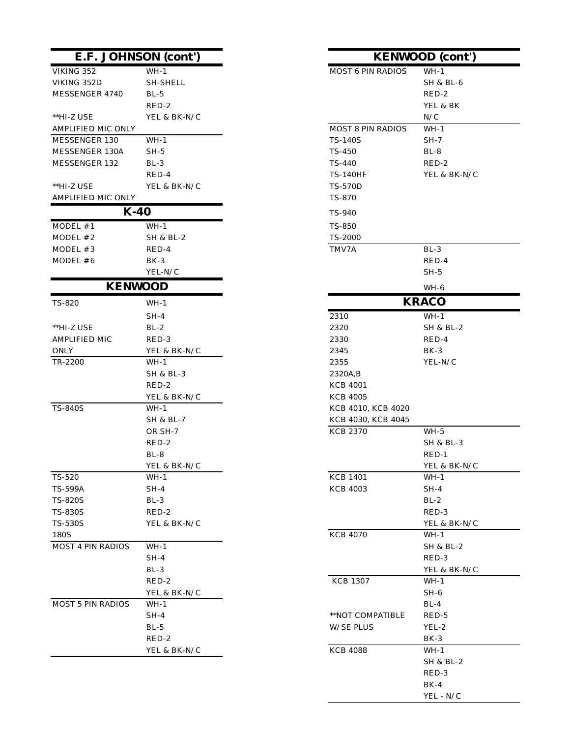## E.F. JOHNSON (cont')

| | |
|---|---|
| VIKING 352 | WH-1 |
| VIKING 352D | SH-SHELL |
| MESSENGER 4740 | BL-5 |
| | RED-2 |
| **HI-Z USE | YEL & BK-N/C |
| AMPLIFIED MIC ONLY | |
| MESSENGER 130 | WH-1 |
| MESSENGER 130A | SH-5 |
| MESSENGER 132 | BL-3 |
| | RED-4 |
| **HI-Z USE | YEL & BK-N/C |
| AMPLIFIED MIC ONLY | |

## K-40

| | |
|---|---|
| MODEL #1 | WH-1 |
| MODEL #2 | SH & BL-2 |
| MODEL #3 | RED-4 |
| MODEL #6 | BK-3 |
| | YEL-N/C |

## KENWOOD

| | |
|---|---|
| TS-820 | WH-1 |
| | SH-4 |
| **HI-Z USE | BL-2 |
| AMPLIFIED MIC | RED-3 |
| ONLY | YEL & BK-N/C |
| TR-2200 | WH-1 |
| | SH & BL-3 |
| | RED-2 |
| | YEL & BK-N/C |
| TS-840S | WH-1 |
| | SH & BL-7 |
| | OR SH-7 |
| | RED-2 |
| | BL-8 |
| | YEL & BK-N/C |
| TS-520 | WH-1 |
| TS-599A | SH-4 |
| TS-820S | BL-3 |
| TS-830S | RED-2 |
| TS-530S | YEL & BK-N/C |
| 180S | |
| MOST 4 PIN RADIOS | WH-1 |
| | SH-4 |
| | BL-3 |
| | RED-2 |
| | YEL & BK-N/C |
| MOST 5 PIN RADIOS | WH-1 |
| | SH-4 |
| | BL-5 |
| | RED-2 |
| | YEL & BK-N/C |

## KENWOOD (cont')

| | |
|---|---|
| MOST 6 PIN RADIOS | WH-1 |
| | SH & BL-6 |
| | RED-2 |
| | YEL & BK |
| | N/C |
| MOST 8 PIN RADIOS | WH-1 |
| TS-140S | SH-7 |
| TS-450 | BL-8 |
| TS-440 | RED-2 |
| TS-140HF | YEL & BK-N/C |
| TS-570D | |
| TS-870 | |
| TS-940 | |
| TS-850 | |
| TS-2000 | |
| TMV7A | BL-3 |
| | RED-4 |
| | SH-5 |
| | WH-6 |

## KRACO

| | |
|---|---|
| 2310 | WH-1 |
| 2320 | SH & BL-2 |
| 2330 | RED-4 |
| 2345 | BK-3 |
| 2355 | YEL-N/C |
| 2320A,B | |
| KCB 4001 | |
| KCB 4005 | |
| KCB 4010, KCB 4020 | |
| KCB 4030, KCB 4045 | |
| KCB 2370 | WH-5 |
| | SH & BL-3 |
| | RED-1 |
| | YEL & BK-N/C |
| KCB 1401 | WH-1 |
| KCB 4003 | SH-4 |
| | BL-2 |
| | RED-3 |
| | YEL & BK-N/C |
| KCB 4070 | WH-1 |
| | SH & BL-2 |
| | RED-3 |
| | YEL & BK-N/C |
| KCB 1307 | WH-1 |
| | SH-6 |
| | BL-4 |
| **NOT COMPATIBLE | RED-5 |
| W/SE PLUS | YEL-2 |
| | BK-3 |
| KCB 4088 | WH-1 |
| | SH & BL-2 |
| | RED-3 |
| | BK-4 |
| | YEL - N/C |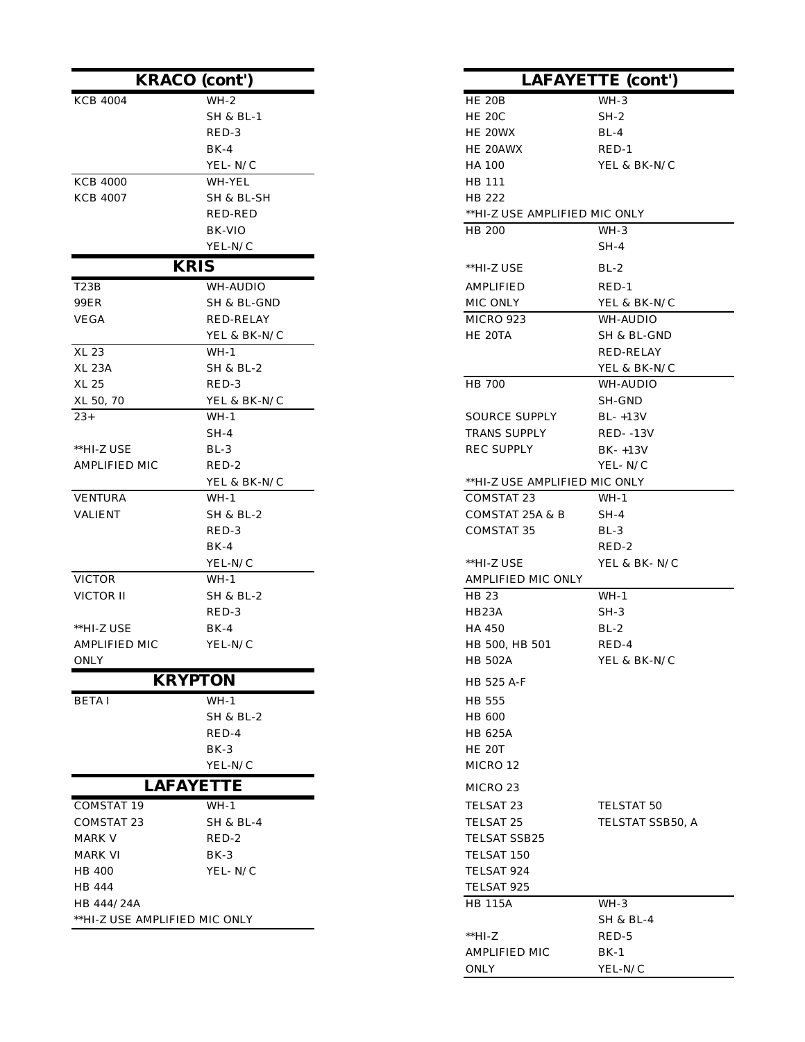## KRACO (cont')

| | |
|---|---|
| KCB 4004 | WH-2 |
| | SH & BL-1 |
| | RED-3 |
| | BK-4 |
| | YEL- N/C |
| KCB 4000 | WH-YEL |
| KCB 4007 | SH & BL-SH |
| | RED-RED |
| | BK-VIO |
| | YEL-N/C |

## KRIS

| | |
|---|---|
| T23B | WH-AUDIO |
| 99ER | SH & BL-GND |
| VEGA | RED-RELAY |
| | YEL & BK-N/C |
| XL 23 | WH-1 |
| XL 23A | SH & BL-2 |
| XL 25 | RED-3 |
| XL 50, 70 | YEL & BK-N/C |
| 23+ | WH-1 |
| | SH-4 |
| **HI-Z USE | BL-3 |
| AMPLIFIED MIC | RED-2 |
| | YEL & BK-N/C |
| VENTURA | WH-1 |
| VALIENT | SH & BL-2 |
| | RED-3 |
| | BK-4 |
| | YEL-N/C |
| VICTOR | WH-1 |
| VICTOR II | SH & BL-2 |
| | RED-3 |
| **HI-Z USE | BK-4 |
| AMPLIFIED MIC | YEL-N/C |
| ONLY | |

## KRYPTON

| | |
|---|---|
| BETA I | WH-1 |
| | SH & BL-2 |
| | RED-4 |
| | BK-3 |
| | YEL-N/C |

## LAFAYETTE

| | |
|---|---|
| COMSTAT 19 | WH-1 |
| COMSTAT 23 | SH & BL-4 |
| MARK V | RED-2 |
| MARK VI | BK-3 |
| HB 400 | YEL- N/C |
| HB 444 | |
| HB 444/24A | |
| **HI-Z USE AMPLIFIED MIC ONLY | |

## LAFAYETTE (cont')

| | |
|---|---|
| HE 20B | WH-3 |
| HE 20C | SH-2 |
| HE 20WX | BL-4 |
| HE 20AWX | RED-1 |
| HA 100 | YEL & BK-N/C |
| HB 111 | |
| HB 222 | |
| **HI-Z USE AMPLIFIED MIC ONLY | |
| HB 200 | WH-3 |
| | SH-4 |
| **HI-Z USE | BL-2 |
| AMPLIFIED | RED-1 |
| MIC ONLY | YEL & BK-N/C |
| MICRO 923 | WH-AUDIO |
| HE 20TA | SH & BL-GND |
| | RED-RELAY |
| | YEL & BK-N/C |
| HB 700 | WH-AUDIO |
| | SH-GND |
| SOURCE SUPPLY | BL- +13V |
| TRANS SUPPLY | RED- -13V |
| REC SUPPLY | BK- +13V |
| | YEL- N/C |
| **HI-Z USE AMPLIFIED MIC ONLY | |
| COMSTAT 23 | WH-1 |
| COMSTAT 25A & B | SH-4 |
| COMSTAT 35 | BL-3 |
| | RED-2 |
| **HI-Z USE | YEL & BK- N/C |
| AMPLIFIED MIC ONLY | |
| HB 23 | WH-1 |
| HB23A | SH-3 |
| HA 450 | BL-2 |
| HB 500, HB 501 | RED-4 |
| HB 502A | YEL & BK-N/C |
| HB 525 A-F | |
| HB 555 | |
| HB 600 | |
| HB 625A | |
| HE 20T | |
| MICRO 12 | |
| MICRO 23 | |
| TELSAT 23 | TELSTAT 50 |
| TELSAT 25 | TELSTAT SSB50, A |
| TELSAT SSB25 | |
| TELSAT 150 | |
| TELSAT 924 | |
| TELSAT 925 | |
| HB 115A | WH-3 |
| | SH & BL-4 |
| **HI-Z | RED-5 |
| AMPLIFIED MIC | BK-1 |
| ONLY | YEL-N/C |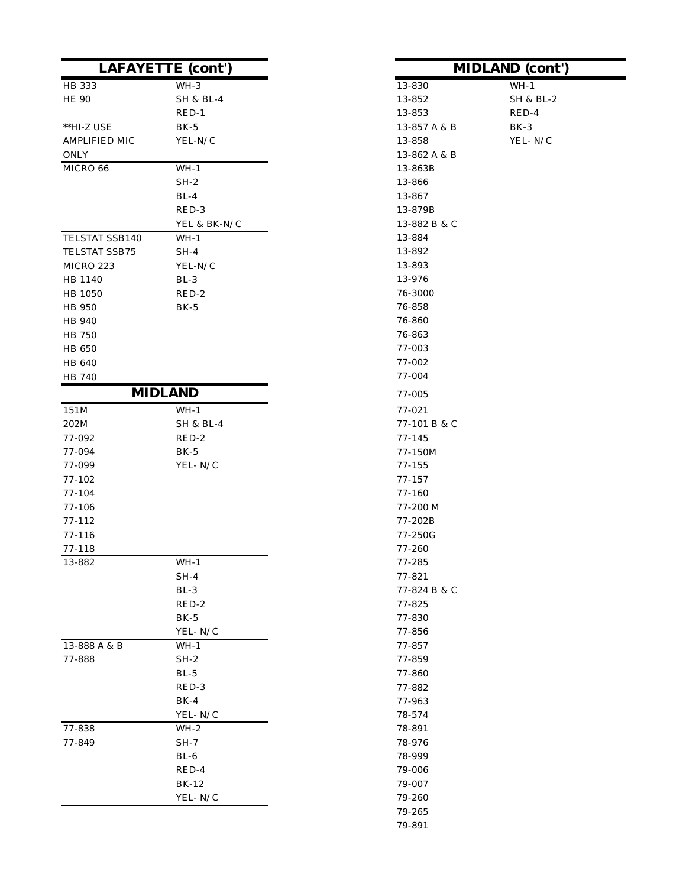## LAFAYETTE (cont')

| Model | Wiring |
| --- | --- |
| HB 333 | WH-3 |
| HE 90 | SH & BL-4 |
| | RED-1 |
| **HI-Z USE | BK-5 |
| AMPLIFIED MIC | YEL-N/C |
| ONLY | |
| MICRO 66 | WH-1 |
| | SH-2 |
| | BL-4 |
| | RED-3 |
| | YEL & BK-N/C |
| TELSTAT SSB140 | WH-1 |
| TELSTAT SSB75 | SH-4 |
| MICRO 223 | YEL-N/C |
| HB 1140 | BL-3 |
| HB 1050 | RED-2 |
| HB 950 | BK-5 |
| HB 940 | |
| HB 750 | |
| HB 650 | |
| HB 640 | |
| HB 740 | |

## MIDLAND

| Model | Wiring |
| --- | --- |
| 151M | WH-1 |
| 202M | SH & BL-4 |
| 77-092 | RED-2 |
| 77-094 | BK-5 |
| 77-099 | YEL- N/C |
| 77-102 | |
| 77-104 | |
| 77-106 | |
| 77-112 | |
| 77-116 | |
| 77-118 | |
| 13-882 | WH-1 |
| | SH-4 |
| | BL-3 |
| | RED-2 |
| | BK-5 |
| | YEL- N/C |
| 13-888 A & B | WH-1 |
| 77-888 | SH-2 |
| | BL-5 |
| | RED-3 |
| | BK-4 |
| | YEL- N/C |
| 77-838 | WH-2 |
| 77-849 | SH-7 |
| | BL-6 |
| | RED-4 |
| | BK-12 |
| | YEL- N/C |

## MIDLAND (cont')

| Model | Wiring |
| --- | --- |
| 13-830 | WH-1 |
| 13-852 | SH & BL-2 |
| 13-853 | RED-4 |
| 13-857 A & B | BK-3 |
| 13-858 | YEL- N/C |
| 13-862 A & B | |
| 13-863B | |
| 13-866 | |
| 13-867 | |
| 13-879B | |
| 13-882 B & C | |
| 13-884 | |
| 13-892 | |
| 13-893 | |
| 13-976 | |
| 76-3000 | |
| 76-858 | |
| 76-860 | |
| 76-863 | |
| 77-003 | |
| 77-002 | |
| 77-004 | |
| 77-005 | |
| 77-021 | |
| 77-101 B & C | |
| 77-145 | |
| 77-150M | |
| 77-155 | |
| 77-157 | |
| 77-160 | |
| 77-200 M | |
| 77-202B | |
| 77-250G | |
| 77-260 | |
| 77-285 | |
| 77-821 | |
| 77-824 B & C | |
| 77-825 | |
| 77-830 | |
| 77-856 | |
| 77-857 | |
| 77-859 | |
| 77-860 | |
| 77-882 | |
| 77-963 | |
| 78-574 | |
| 78-891 | |
| 78-976 | |
| 78-999 | |
| 79-006 | |
| 79-007 | |
| 79-260 | |
| 79-265 | |
| 79-891 | |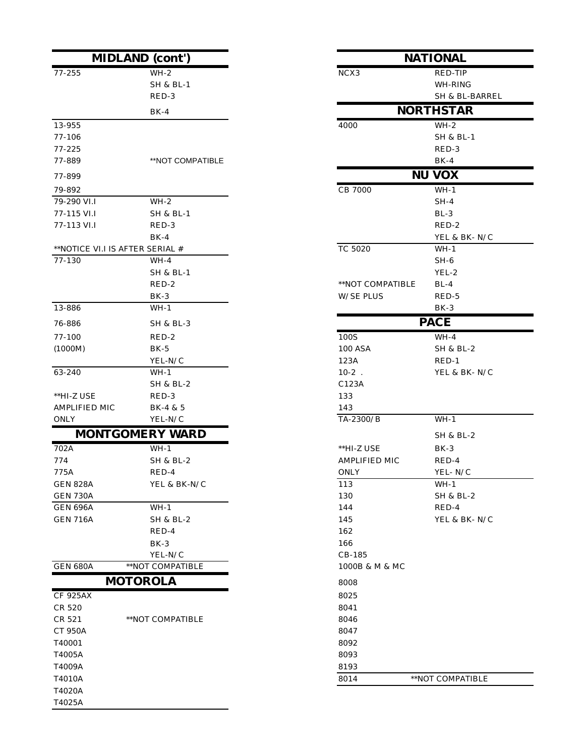## MIDLAND (cont')

| | |
|---|---|
| 77-255 | WH-2 |
| | SH & BL-1 |
| | RED-3 |
| | BK-4 |
| 13-955 | |
| 77-106 | |
| 77-225 | |
| 77-889 | **NOT COMPATIBLE |
| 77-899 | |
| 79-892 | |
| 79-290 VI.I | WH-2 |
| 77-115 VI.I | SH & BL-1 |
| 77-113 VI.I | RED-3 |
| | BK-4 |
| **NOTICE VI.I IS AFTER SERIAL # | |
| 77-130 | WH-4 |
| | SH & BL-1 |
| | RED-2 |
| | BK-3 |
| 13-886 | WH-1 |
| 76-886 | SH & BL-3 |
| 77-100 | RED-2 |
| (1000M) | BK-5 |
| | YEL-N/C |
| 63-240 | WH-1 |
| | SH & BL-2 |
| **HI-Z USE | RED-3 |
| AMPLIFIED MIC | BK-4 & 5 |
| ONLY | YEL-N/C |

## MONTGOMERY WARD

| | |
|---|---|
| 702A | WH-1 |
| 774 | SH & BL-2 |
| 775A | RED-4 |
| GEN 828A | YEL & BK-N/C |
| GEN 730A | |
| GEN 696A | WH-1 |
| GEN 716A | SH & BL-2 |
| | RED-4 |
| | BK-3 |
| | YEL-N/C |
| GEN 680A | **NOT COMPATIBLE |

## MOTOROLA

| | |
|---|---|
| CF 925AX | |
| CR 520 | |
| CR 521 | **NOT COMPATIBLE |
| CT 950A | |
| T40001 | |
| T4005A | |
| T4009A | |
| T4010A | |
| T4020A | |
| T4025A | |

## NATIONAL

| | |
|---|---|
| NCX3 | RED-TIP |
| | WH-RING |
| | SH & BL-BARREL |

## NORTHSTAR

| | |
|---|---|
| 4000 | WH-2 |
| | SH & BL-1 |
| | RED-3 |
| | BK-4 |

## NU VOX

| | |
|---|---|
| CB 7000 | WH-1 |
| | SH-4 |
| | BL-3 |
| | RED-2 |
| | YEL & BK- N/C |
| TC 5020 | WH-1 |
| | SH-6 |
| | YEL-2 |
| **NOT COMPATIBLE | BL-4 |
| W/SE PLUS | RED-5 |
| | BK-3 |

## PACE

| | |
|---|---|
| 100S | WH-4 |
| 100 ASA | SH & BL-2 |
| 123A | RED-1 |
| 10-2 . | YEL & BK- N/C |
| C123A | |
| 133 | |
| 143 | |
| TA-2300/B | WH-1 |
| | SH & BL-2 |
| **HI-Z USE | BK-3 |
| AMPLIFIED MIC | RED-4 |
| ONLY | YEL- N/C |
| 113 | WH-1 |
| 130 | SH & BL-2 |
| 144 | RED-4 |
| 145 | YEL & BK- N/C |
| 162 | |
| 166 | |
| CB-185 | |
| 1000B & M & MC | |
| 8008 | |
| 8025 | |
| 8041 | |
| 8046 | |
| 8047 | |
| 8092 | |
| 8093 | |
| 8193 | |
| 8014 | **NOT COMPATIBLE |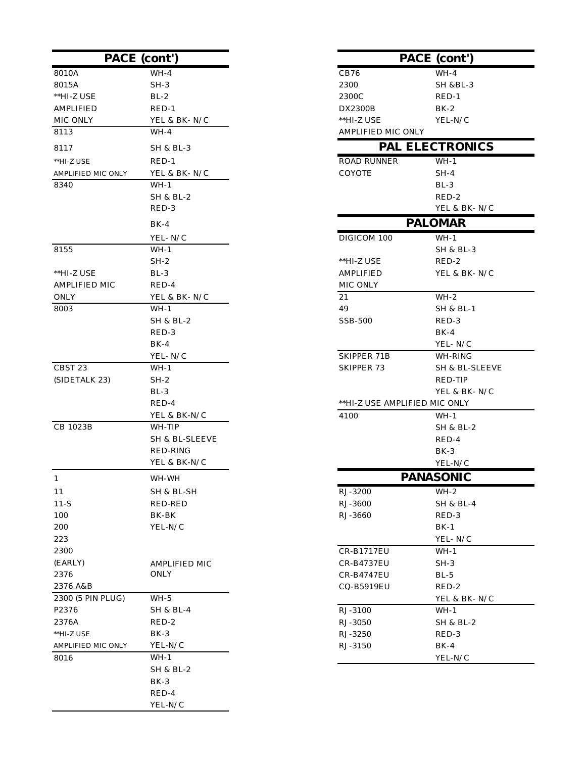## PACE (cont')

| | |
|---|---|
| 8010A | WH-4 |
| 8015A | SH-3 |
| **HI-Z USE | BL-2 |
| AMPLIFIED | RED-1 |
| MIC ONLY | YEL & BK- N/C |
| 8113 | WH-4 |
| 8117 | SH & BL-3 |
| **HI-Z USE | RED-1 |
| AMPLIFIED MIC ONLY | YEL & BK- N/C |
| 8340 | WH-1 |
| | SH & BL-2 |
| | RED-3 |
| | BK-4 |
| | YEL- N/C |
| 8155 | WH-1 |
| | SH-2 |
| **HI-Z USE | BL-3 |
| AMPLIFIED MIC | RED-4 |
| ONLY | YEL & BK- N/C |
| 8003 | WH-1 |
| | SH & BL-2 |
| | RED-3 |
| | BK-4 |
| | YEL- N/C |
| CBST 23 | WH-1 |
| (SIDETALK 23) | SH-2 |
| | BL-3 |
| | RED-4 |
| | YEL & BK-N/C |
| CB 1023B | WH-TIP |
| | SH & BL-SLEEVE |
| | RED-RING |
| | YEL & BK-N/C |
| 1 | WH-WH |
| 11 | SH & BL-SH |
| 11-S | RED-RED |
| 100 | BK-BK |
| 200 | YEL-N/C |
| 223 | |
| 2300 | |
| (EARLY) | AMPLIFIED MIC |
| 2376 | ONLY |
| 2376 A&B | |
| 2300 (5 PIN PLUG) | WH-5 |
| P2376 | SH & BL-4 |
| 2376A | RED-2 |
| **HI-Z USE | BK-3 |
| AMPLIFIED MIC ONLY | YEL-N/C |
| 8016 | WH-1 |
| | SH & BL-2 |
| | BK-3 |
| | RED-4 |
| | YEL-N/C |

## PACE (cont')

| | |
|---|---|
| CB76 | WH-4 |
| 2300 | SH &BL-3 |
| 2300C | RED-1 |
| DX2300B | BK-2 |
| **HI-Z USE | YEL-N/C |
| AMPLIFIED MIC ONLY | |

## PAL ELECTRONICS

| | |
|---|---|
| ROAD RUNNER | WH-1 |
| COYOTE | SH-4 |
| | BL-3 |
| | RED-2 |
| | YEL & BK- N/C |

## PALOMAR

| | |
|---|---|
| DIGICOM 100 | WH-1 |
| | SH & BL-3 |
| **HI-Z USE | RED-2 |
| AMPLIFIED | YEL & BK- N/C |
| MIC ONLY | |
| 21 | WH-2 |
| 49 | SH & BL-1 |
| SSB-500 | RED-3 |
| | BK-4 |
| | YEL- N/C |
| SKIPPER 71B | WH-RING |
| SKIPPER 73 | SH & BL-SLEEVE |
| | RED-TIP |
| | YEL & BK- N/C |
| **HI-Z USE AMPLIFIED MIC ONLY | |
| 4100 | WH-1 |
| | SH & BL-2 |
| | RED-4 |
| | BK-3 |
| | YEL-N/C |

## PANASONIC

| | |
|---|---|
| RJ-3200 | WH-2 |
| RJ-3600 | SH & BL-4 |
| RJ-3660 | RED-3 |
| | BK-1 |
| | YEL- N/C |
| CR-B1717EU | WH-1 |
| CR-B4737EU | SH-3 |
| CR-B4747EU | BL-5 |
| CQ-B5919EU | RED-2 |
| | YEL & BK- N/C |
| RJ-3100 | WH-1 |
| RJ-3050 | SH & BL-2 |
| RJ-3250 | RED-3 |
| RJ-3150 | BK-4 |
| | YEL-N/C |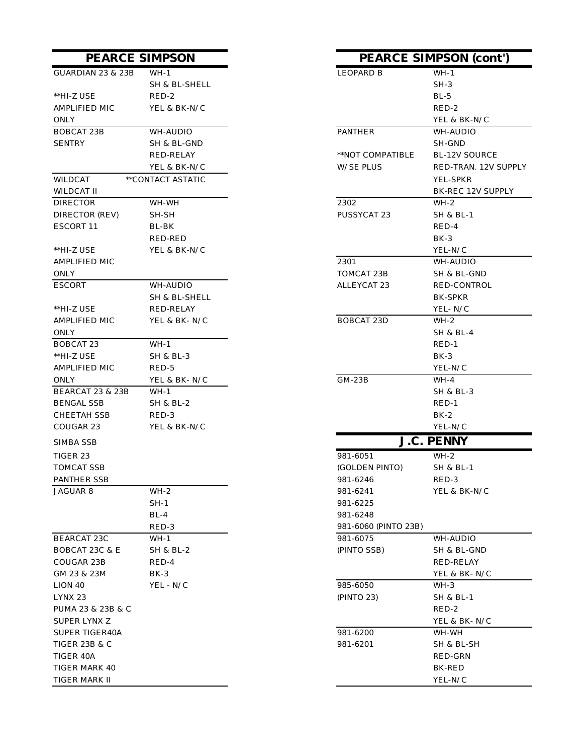## PEARCE SIMPSON

| Model | Wiring |
|---|---|
| GUARDIAN 23 & 23B | WH-1 |
| | SH & BL-SHELL |
| **HI-Z USE | RED-2 |
| AMPLIFIED MIC | YEL & BK-N/C |
| ONLY | |
| BOBCAT 23B | WH-AUDIO |
| SENTRY | SH & BL-GND |
| | RED-RELAY |
| | YEL & BK-N/C |
| WILDCAT | **CONTACT ASTATIC |
| WILDCAT II | |
| DIRECTOR | WH-WH |
| DIRECTOR (REV) | SH-SH |
| ESCORT 11 | BL-BK |
| | RED-RED |
| **HI-Z USE | YEL & BK-N/C |
| AMPLIFIED MIC | |
| ONLY | |
| ESCORT | WH-AUDIO |
| | SH & BL-SHELL |
| **HI-Z USE | RED-RELAY |
| AMPLIFIED MIC | YEL & BK- N/C |
| ONLY | |
| BOBCAT 23 | WH-1 |
| **HI-Z USE | SH & BL-3 |
| AMPLIFIED MIC | RED-5 |
| ONLY | YEL & BK- N/C |
| BEARCAT 23 & 23B | WH-1 |
| BENGAL SSB | SH & BL-2 |
| CHEETAH SSB | RED-3 |
| COUGAR 23 | YEL & BK-N/C |
| SIMBA SSB | |
| TIGER 23 | |
| TOMCAT SSB | |
| PANTHER SSB | |
| JAGUAR 8 | WH-2 |
| | SH-1 |
| | BL-4 |
| | RED-3 |
| BEARCAT 23C | WH-1 |
| BOBCAT 23C & E | SH & BL-2 |
| COUGAR 23B | RED-4 |
| GM 23 & 23M | BK-3 |
| LION 40 | YEL - N/C |
| LYNX 23 | |
| PUMA 23 & 23B & C | |
| SUPER LYNX Z | |
| SUPER TIGER40A | |
| TIGER 23B & C | |
| TIGER 40A | |
| TIGER MARK 40 | |
| TIGER MARK II | |

## PEARCE SIMPSON (cont')

| Model | Wiring |
|---|---|
| LEOPARD B | WH-1 |
| | SH-3 |
| | BL-5 |
| | RED-2 |
| | YEL & BK-N/C |
| PANTHER | WH-AUDIO |
| | SH-GND |
| **NOT COMPATIBLE | BL-12V SOURCE |
| W/SE PLUS | RED-TRAN. 12V SUPPLY |
| | YEL-SPKR |
| | BK-REC 12V SUPPLY |
| 2302 | WH-2 |
| PUSSYCAT 23 | SH & BL-1 |
| | RED-4 |
| | BK-3 |
| | YEL-N/C |
| 2301 | WH-AUDIO |
| TOMCAT 23B | SH & BL-GND |
| ALLEYCAT 23 | RED-CONTROL |
| | BK-SPKR |
| | YEL- N/C |
| BOBCAT 23D | WH-2 |
| | SH & BL-4 |
| | RED-1 |
| | BK-3 |
| | YEL-N/C |
| GM-23B | WH-4 |
| | SH & BL-3 |
| | RED-1 |
| | BK-2 |
| | YEL-N/C |

## J.C. PENNY

| Model | Wiring |
|---|---|
| 981-6051 | WH-2 |
| (GOLDEN PINTO) | SH & BL-1 |
| 981-6246 | RED-3 |
| 981-6241 | YEL & BK-N/C |
| 981-6225 | |
| 981-6248 | |
| 981-6060 (PINTO 23B) | |
| 981-6075 | WH-AUDIO |
| (PINTO SSB) | SH & BL-GND |
| | RED-RELAY |
| | YEL & BK- N/C |
| 985-6050 | WH-3 |
| (PINTO 23) | SH & BL-1 |
| | RED-2 |
| | YEL & BK- N/C |
| 981-6200 | WH-WH |
| 981-6201 | SH & BL-SH |
| | RED-GRN |
| | BK-RED |
| | YEL-N/C |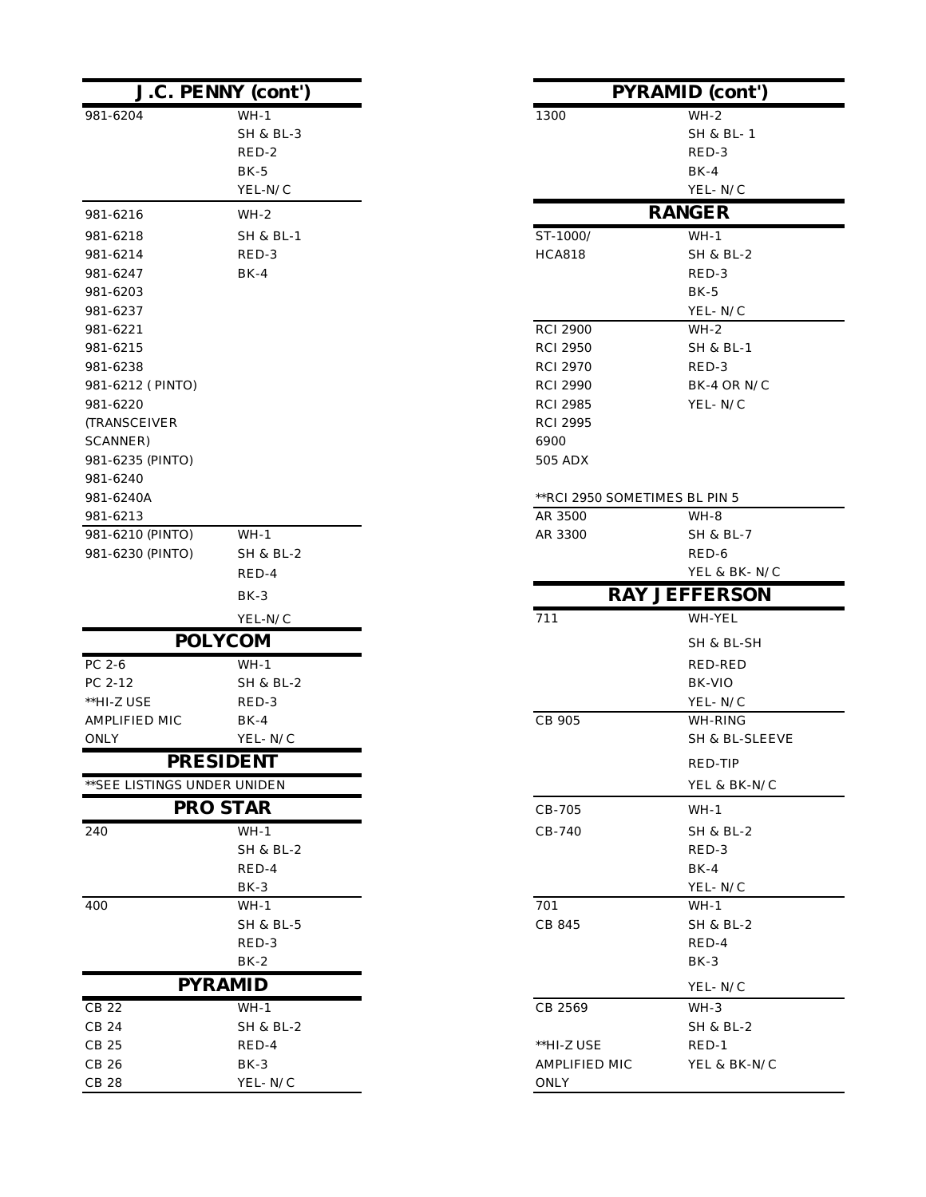## J.C. PENNY (cont')

| Model | Wiring |
|---|---|
| 981-6204 | WH-1<br>SH & BL-3<br>RED-2<br>BK-5<br>YEL-N/C |
| 981-6216<br>981-6218<br>981-6214<br>981-6247<br>981-6203<br>981-6237<br>981-6221<br>981-6215<br>981-6238<br>981-6212 ( PINTO)<br>981-6220<br>(TRANSCEIVER<br>SCANNER)<br>981-6235 (PINTO)<br>981-6240<br>981-6240A<br>981-6213 | WH-2<br>SH & BL-1<br>RED-3<br>BK-4 |
| 981-6210 (PINTO)<br>981-6230 (PINTO) | WH-1<br>SH & BL-2<br>RED-4<br>BK-3<br>YEL-N/C |

## POLYCOM

| Model | Wiring |
|---|---|
| PC 2-6<br>PC 2-12<br>**HI-Z USE<br>AMPLIFIED MIC<br>ONLY | WH-1<br>SH & BL-2<br>RED-3<br>BK-4<br>YEL- N/C |

## PRESIDENT

**SEE LISTINGS UNDER UNIDEN

## PRO STAR

| Model | Wiring |
|---|---|
| 240 | WH-1<br>SH & BL-2<br>RED-4<br>BK-3 |
| 400 | WH-1<br>SH & BL-5<br>RED-3<br>BK-2 |

## PYRAMID

| Model | Wiring |
|---|---|
| CB 22<br>CB 24<br>CB 25<br>CB 26<br>CB 28 | WH-1<br>SH & BL-2<br>RED-4<br>BK-3<br>YEL- N/C |

## PYRAMID (cont')

| Model | Wiring |
|---|---|
| 1300 | WH-2<br>SH & BL- 1<br>RED-3<br>BK-4<br>YEL- N/C |

## RANGER

| Model | Wiring |
|---|---|
| ST-1000/<br>HCA818 | WH-1<br>SH & BL-2<br>RED-3<br>BK-5<br>YEL- N/C |
| RCI 2900<br>RCI 2950<br>RCI 2970<br>RCI 2990<br>RCI 2985<br>RCI 2995<br>6900<br>505 ADX | WH-2<br>SH & BL-1<br>RED-3<br>BK-4 OR N/C<br>YEL- N/C |

**RCI 2950 SOMETIMES BL PIN 5

| Model | Wiring |
|---|---|
| AR 3500<br>AR 3300 | WH-8<br>SH & BL-7<br>RED-6<br>YEL & BK- N/C |

## RAY JEFFERSON

| Model | Wiring |
|---|---|
| 711 | WH-YEL<br>SH & BL-SH<br>RED-RED<br>BK-VIO<br>YEL- N/C |
| CB 905 | WH-RING<br>SH & BL-SLEEVE<br>RED-TIP<br>YEL & BK-N/C |
| CB-705<br>CB-740 | WH-1<br>SH & BL-2<br>RED-3<br>BK-4<br>YEL- N/C |
| 701<br>CB 845 | WH-1<br>SH & BL-2<br>RED-4<br>BK-3<br>YEL- N/C |
| CB 2569<br><br>**HI-Z USE<br>AMPLIFIED MIC<br>ONLY | WH-3<br>SH & BL-2<br>RED-1<br>YEL & BK-N/C |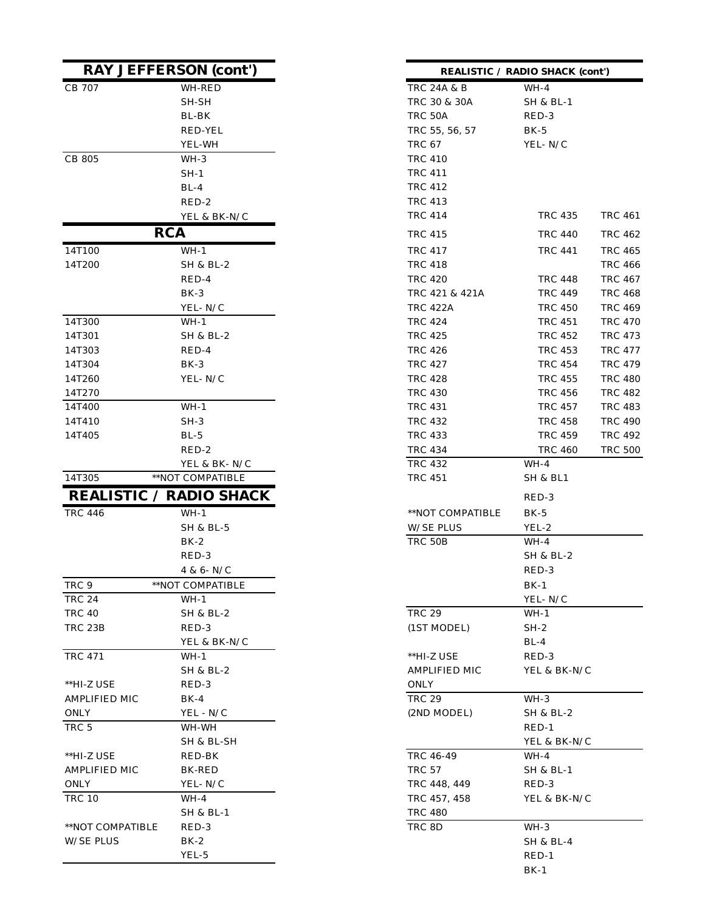## RAY JEFFERSON (cont')

| | |
|---|---|
| CB 707 | WH-RED |
| | SH-SH |
| | BL-BK |
| | RED-YEL |
| | YEL-WH |
| CB 805 | WH-3 |
| | SH-1 |
| | BL-4 |
| | RED-2 |
| | YEL & BK-N/C |

## RCA

| | |
|---|---|
| 14T100 | WH-1 |
| 14T200 | SH & BL-2 |
| | RED-4 |
| | BK-3 |
| | YEL- N/C |
| 14T300 | WH-1 |
| 14T301 | SH & BL-2 |
| 14T303 | RED-4 |
| 14T304 | BK-3 |
| 14T260 | YEL- N/C |
| 14T270 | |
| 14T400 | WH-1 |
| 14T410 | SH-3 |
| 14T405 | BL-5 |
| | RED-2 |
| | YEL & BK- N/C |
| 14T305 | **NOT COMPATIBLE |

## REALISTIC / RADIO SHACK

| | |
|---|---|
| TRC 446 | WH-1 |
| | SH & BL-5 |
| | BK-2 |
| | RED-3 |
| | 4 & 6- N/C |
| TRC 9 | **NOT COMPATIBLE |
| TRC 24 | WH-1 |
| TRC 40 | SH & BL-2 |
| TRC 23B | RED-3 |
| | YEL & BK-N/C |
| TRC 471 | WH-1 |
| | SH & BL-2 |
| **HI-Z USE | RED-3 |
| AMPLIFIED MIC | BK-4 |
| ONLY | YEL - N/C |
| TRC 5 | WH-WH |
| | SH & BL-SH |
| **HI-Z USE | RED-BK |
| AMPLIFIED MIC | BK-RED |
| ONLY | YEL- N/C |
| TRC 10 | WH-4 |
| | SH & BL-1 |
| **NOT COMPATIBLE | RED-3 |
| W/SE PLUS | BK-2 |
| | YEL-5 |

## REALISTIC / RADIO SHACK (cont')

| | | |
|---|---|---|
| TRC 24A & B | WH-4 | |
| TRC 30 & 30A | SH & BL-1 | |
| TRC 50A | RED-3 | |
| TRC 55, 56, 57 | BK-5 | |
| TRC 67 | YEL- N/C | |
| TRC 410 | | |
| TRC 411 | | |
| TRC 412 | | |
| TRC 413 | | |
| TRC 414 | TRC 435 | TRC 461 |
| TRC 415 | TRC 440 | TRC 462 |
| TRC 417 | TRC 441 | TRC 465 |
| TRC 418 | | TRC 466 |
| TRC 420 | TRC 448 | TRC 467 |
| TRC 421 & 421A | TRC 449 | TRC 468 |
| TRC 422A | TRC 450 | TRC 469 |
| TRC 424 | TRC 451 | TRC 470 |
| TRC 425 | TRC 452 | TRC 473 |
| TRC 426 | TRC 453 | TRC 477 |
| TRC 427 | TRC 454 | TRC 479 |
| TRC 428 | TRC 455 | TRC 480 |
| TRC 430 | TRC 456 | TRC 482 |
| TRC 431 | TRC 457 | TRC 483 |
| TRC 432 | TRC 458 | TRC 490 |
| TRC 433 | TRC 459 | TRC 492 |
| TRC 434 | TRC 460 | TRC 500 |
| TRC 432 | WH-4 | |
| TRC 451 | SH & BL1 | |
| | RED-3 | |
| **NOT COMPATIBLE | BK-5 | |
| W/SE PLUS | YEL-2 | |
| TRC 50B | WH-4 | |
| | SH & BL-2 | |
| | RED-3 | |
| | BK-1 | |
| | YEL- N/C | |
| TRC 29 | WH-1 | |
| (1ST MODEL) | SH-2 | |
| | BL-4 | |
| **HI-Z USE | RED-3 | |
| AMPLIFIED MIC | YEL & BK-N/C | |
| ONLY | | |
| TRC 29 | WH-3 | |
| (2ND MODEL) | SH & BL-2 | |
| | RED-1 | |
| | YEL & BK-N/C | |
| TRC 46-49 | WH-4 | |
| TRC 57 | SH & BL-1 | |
| TRC 448, 449 | RED-3 | |
| TRC 457, 458 | YEL & BK-N/C | |
| TRC 480 | | |
| TRC 8D | WH-3 | |
| | SH & BL-4 | |
| | RED-1 | |
| | BK-1 | |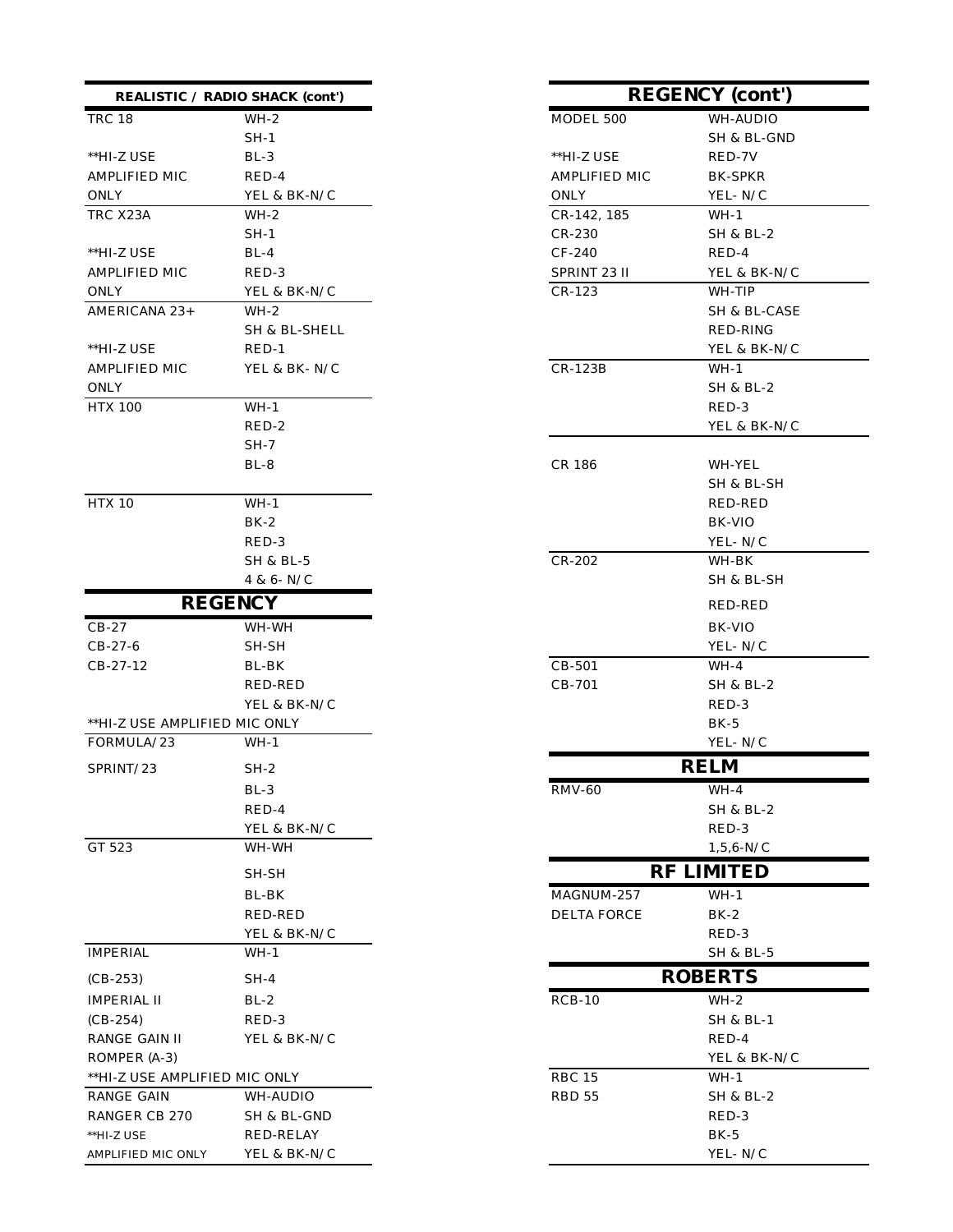## REALISTIC / RADIO SHACK (cont')

| | |
|---|---|
| TRC 18 | WH-2 |
| | SH-1 |
| **HI-Z USE | BL-3 |
| AMPLIFIED MIC | RED-4 |
| ONLY | YEL & BK-N/C |
| TRC X23A | WH-2 |
| | SH-1 |
| **HI-Z USE | BL-4 |
| AMPLIFIED MIC | RED-3 |
| ONLY | YEL & BK-N/C |
| AMERICANA 23+ | WH-2 |
| | SH & BL-SHELL |
| **HI-Z USE | RED-1 |
| AMPLIFIED MIC | YEL & BK- N/C |
| ONLY | |
| HTX 100 | WH-1 |
| | RED-2 |
| | SH-7 |
| | BL-8 |
| HTX 10 | WH-1 |
| | BK-2 |
| | RED-3 |
| | SH & BL-5 |
| | 4 & 6- N/C |

## REGENCY

| | |
|---|---|
| CB-27 | WH-WH |
| CB-27-6 | SH-SH |
| CB-27-12 | BL-BK |
| | RED-RED |
| | YEL & BK-N/C |
| **HI-Z USE AMPLIFIED MIC ONLY | |
| FORMULA/23 | WH-1 |
| SPRINT/23 | SH-2 |
| | BL-3 |
| | RED-4 |
| | YEL & BK-N/C |
| GT 523 | WH-WH |
| | SH-SH |
| | BL-BK |
| | RED-RED |
| | YEL & BK-N/C |
| IMPERIAL | WH-1 |
| (CB-253) | SH-4 |
| IMPERIAL II | BL-2 |
| (CB-254) | RED-3 |
| RANGE GAIN II | YEL & BK-N/C |
| ROMPER (A-3) | |
| **HI-Z USE AMPLIFIED MIC ONLY | |
| RANGE GAIN | WH-AUDIO |
| RANGER CB 270 | SH & BL-GND |
| **HI-Z USE | RED-RELAY |
| AMPLIFIED MIC ONLY | YEL & BK-N/C |

## REGENCY (cont')

| | |
|---|---|
| MODEL 500 | WH-AUDIO |
| | SH & BL-GND |
| **HI-Z USE | RED-7V |
| AMPLIFIED MIC | BK-SPKR |
| ONLY | YEL- N/C |
| CR-142, 185 | WH-1 |
| CR-230 | SH & BL-2 |
| CF-240 | RED-4 |
| SPRINT 23 II | YEL & BK-N/C |
| CR-123 | WH-TIP |
| | SH & BL-CASE |
| | RED-RING |
| | YEL & BK-N/C |
| CR-123B | WH-1 |
| | SH & BL-2 |
| | RED-3 |
| | YEL & BK-N/C |
| CR 186 | WH-YEL |
| | SH & BL-SH |
| | RED-RED |
| | BK-VIO |
| | YEL- N/C |
| CR-202 | WH-BK |
| | SH & BL-SH |
| | RED-RED |
| | BK-VIO |
| | YEL- N/C |
| CB-501 | WH-4 |
| CB-701 | SH & BL-2 |
| | RED-3 |
| | BK-5 |
| | YEL- N/C |

## RELM

| | |
|---|---|
| RMV-60 | WH-4 |
| | SH & BL-2 |
| | RED-3 |
| | 1,5,6-N/C |

## RF LIMITED

| | |
|---|---|
| MAGNUM-257 | WH-1 |
| DELTA FORCE | BK-2 |
| | RED-3 |
| | SH & BL-5 |

## ROBERTS

| | |
|---|---|
| RCB-10 | WH-2 |
| | SH & BL-1 |
| | RED-4 |
| | YEL & BK-N/C |
| RBC 15 | WH-1 |
| RBD 55 | SH & BL-2 |
| | RED-3 |
| | BK-5 |
| | YEL- N/C |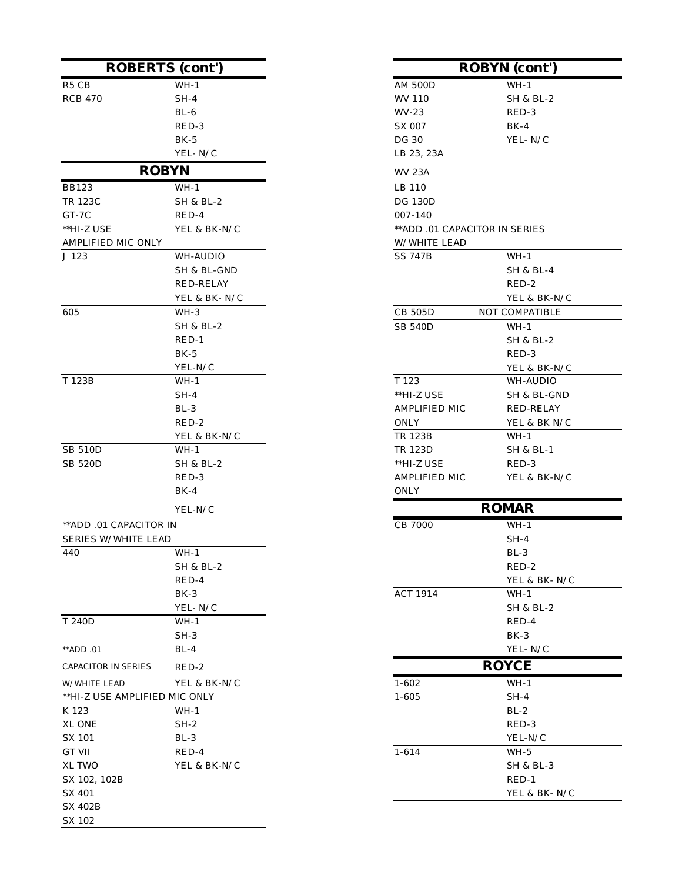## ROBERTS (cont')

| Model | Wiring |
|---|---|
| R5 CB | WH-1 |
| RCB 470 | SH-4 |
| | BL-6 |
| | RED-3 |
| | BK-5 |
| | YEL- N/C |

## ROBYN

| Model | Wiring |
|---|---|
| BB123 | WH-1 |
| TR 123C | SH & BL-2 |
| GT-7C | RED-4 |
| **HI-Z USE | YEL & BK-N/C |
| AMPLIFIED MIC ONLY | |
| J 123 | WH-AUDIO |
| | SH & BL-GND |
| | RED-RELAY |
| | YEL & BK- N/C |
| 605 | WH-3 |
| | SH & BL-2 |
| | RED-1 |
| | BK-5 |
| | YEL-N/C |
| T 123B | WH-1 |
| | SH-4 |
| | BL-3 |
| | RED-2 |
| | YEL & BK-N/C |
| SB 510D | WH-1 |
| SB 520D | SH & BL-2 |
| | RED-3 |
| | BK-4 |
| | YEL-N/C |
| **ADD .01 CAPACITOR IN SERIES W/ WHITE LEAD | |
| 440 | WH-1 |
| | SH & BL-2 |
| | RED-4 |
| | BK-3 |
| | YEL- N/C |
| T 240D | WH-1 |
| | SH-3 |
| **ADD .01 | BL-4 |
| CAPACITOR IN SERIES | RED-2 |
| W/ WHITE LEAD | YEL & BK-N/C |
| **HI-Z USE AMPLIFIED MIC ONLY | |
| K 123 | WH-1 |
| XL ONE | SH-2 |
| SX 101 | BL-3 |
| GT VII | RED-4 |
| XL TWO | YEL & BK-N/C |
| SX 102, 102B | |
| SX 401 | |
| SX 402B | |
| SX 102 | |

## ROBYN (cont')

| Model | Wiring |
|---|---|
| AM 500D | WH-1 |
| WV 110 | SH & BL-2 |
| WV-23 | RED-3 |
| SX 007 | BK-4 |
| DG 30 | YEL- N/C |
| LB 23, 23A | |
| WV 23A | |
| LB 110 | |
| DG 130D | |
| 007-140 | |
| **ADD .01 CAPACITOR IN SERIES W/ WHITE LEAD | |
| SS 747B | WH-1 |
| | SH & BL-4 |
| | RED-2 |
| | YEL & BK-N/C |
| CB 505D | NOT COMPATIBLE |
| SB 540D | WH-1 |
| | SH & BL-2 |
| | RED-3 |
| | YEL & BK-N/C |
| T 123 | WH-AUDIO |
| **HI-Z USE | SH & BL-GND |
| AMPLIFIED MIC | RED-RELAY |
| ONLY | YEL & BK N/C |
| TR 123B | WH-1 |
| TR 123D | SH & BL-1 |
| **HI-Z USE | RED-3 |
| AMPLIFIED MIC | YEL & BK-N/C |
| ONLY | |

## ROMAR

| Model | Wiring |
|---|---|
| CB 7000 | WH-1 |
| | SH-4 |
| | BL-3 |
| | RED-2 |
| | YEL & BK- N/C |
| ACT 1914 | WH-1 |
| | SH & BL-2 |
| | RED-4 |
| | BK-3 |
| | YEL- N/C |

## ROYCE

| Model | Wiring |
|---|---|
| 1-602 | WH-1 |
| 1-605 | SH-4 |
| | BL-2 |
| | RED-3 |
| | YEL-N/C |
| 1-614 | WH-5 |
| | SH & BL-3 |
| | RED-1 |
| | YEL & BK- N/C |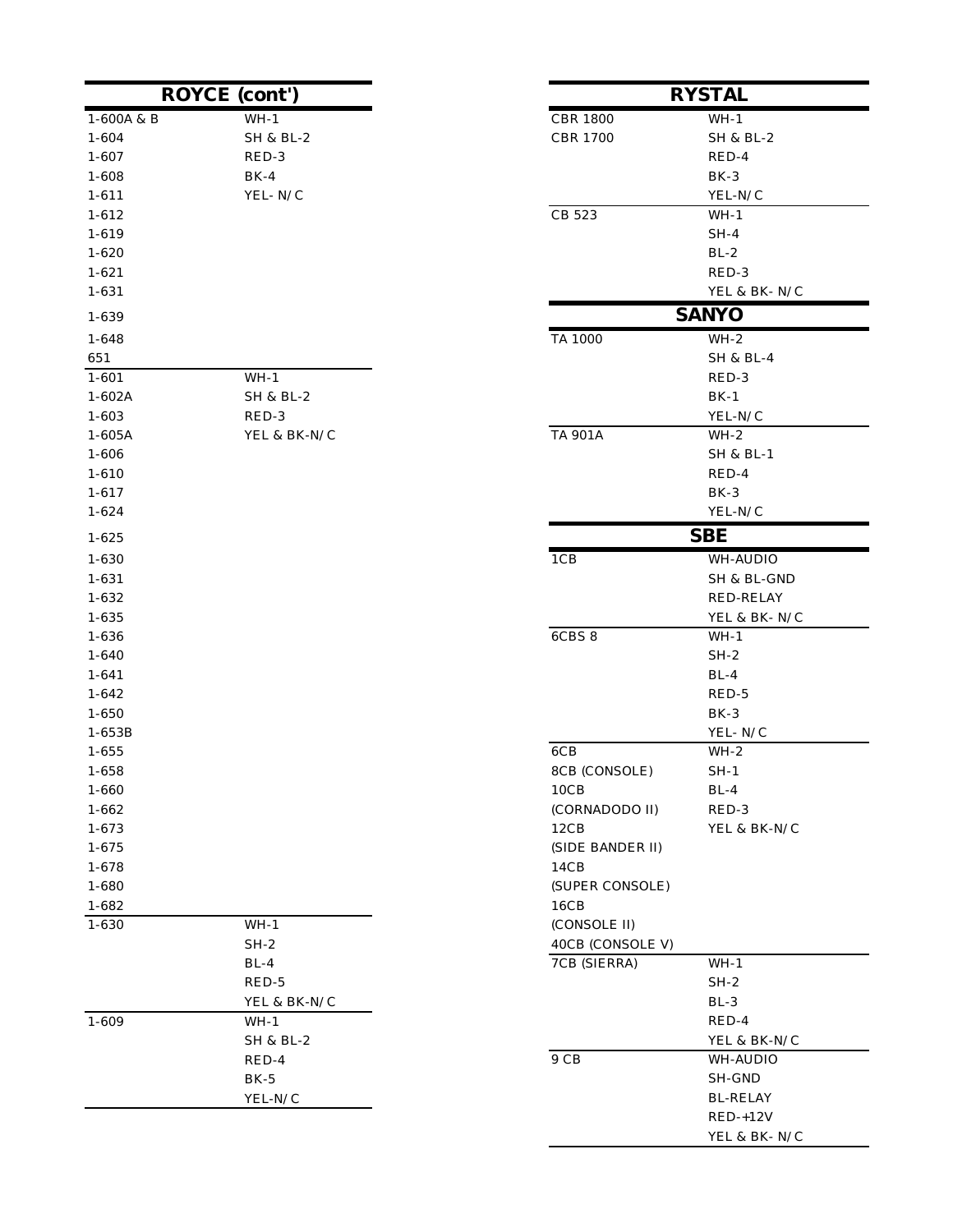## ROYCE (cont')

| Model | Wiring |
|---|---|
| 1-600A & B | WH-1 |
| 1-604 | SH & BL-2 |
| 1-607 | RED-3 |
| 1-608 | BK-4 |
| 1-611 | YEL- N/C |
| 1-612 | |
| 1-619 | |
| 1-620 | |
| 1-621 | |
| 1-631 | |
| 1-639 | |
| 1-648 | |
| 651 | |
| 1-601 | WH-1 |
| 1-602A | SH & BL-2 |
| 1-603 | RED-3 |
| 1-605A | YEL & BK-N/C |
| 1-606 | |
| 1-610 | |
| 1-617 | |
| 1-624 | |
| 1-625 | |
| 1-630 | |
| 1-631 | |
| 1-632 | |
| 1-635 | |
| 1-636 | |
| 1-640 | |
| 1-641 | |
| 1-642 | |
| 1-650 | |
| 1-653B | |
| 1-655 | |
| 1-658 | |
| 1-660 | |
| 1-662 | |
| 1-673 | |
| 1-675 | |
| 1-678 | |
| 1-680 | |
| 1-682 | |
| 1-630 | WH-1 |
| | SH-2 |
| | BL-4 |
| | RED-5 |
| | YEL & BK-N/C |
| 1-609 | WH-1 |
| | SH & BL-2 |
| | RED-4 |
| | BK-5 |
| | YEL-N/C |

## RYSTAL

| Model | Wiring |
|---|---|
| CBR 1800 | WH-1 |
| CBR 1700 | SH & BL-2 |
| | RED-4 |
| | BK-3 |
| | YEL-N/C |
| CB 523 | WH-1 |
| | SH-4 |
| | BL-2 |
| | RED-3 |
| | YEL & BK- N/C |

## SANYO

| Model | Wiring |
|---|---|
| TA 1000 | WH-2 |
| | SH & BL-4 |
| | RED-3 |
| | BK-1 |
| | YEL-N/C |
| TA 901A | WH-2 |
| | SH & BL-1 |
| | RED-4 |
| | BK-3 |
| | YEL-N/C |

## SBE

| Model | Wiring |
|---|---|
| 1CB | WH-AUDIO |
| | SH & BL-GND |
| | RED-RELAY |
| | YEL & BK- N/C |
| 6CBS 8 | WH-1 |
| | SH-2 |
| | BL-4 |
| | RED-5 |
| | BK-3 |
| | YEL- N/C |
| 6CB | WH-2 |
| 8CB (CONSOLE) | SH-1 |
| 10CB | BL-4 |
| (CORNADODO II) | RED-3 |
| 12CB | YEL & BK-N/C |
| (SIDE BANDER II) | |
| 14CB | |
| (SUPER CONSOLE) | |
| 16CB | |
| (CONSOLE II) | |
| 40CB (CONSOLE V) | |
| 7CB (SIERRA) | WH-1 |
| | SH-2 |
| | BL-3 |
| | RED-4 |
| | YEL & BK-N/C |
| 9 CB | WH-AUDIO |
| | SH-GND |
| | BL-RELAY |
| | RED-+12V |
| | YEL & BK- N/C |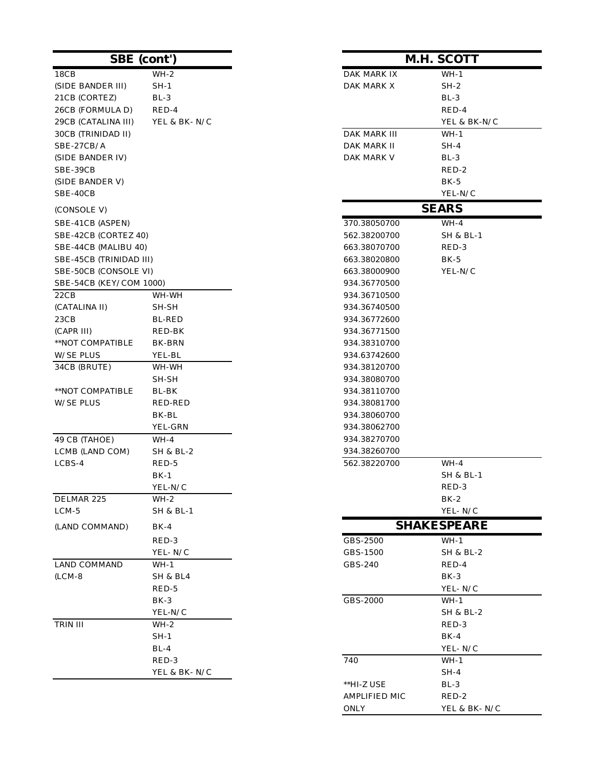## SBE (cont')

| Model | Wiring |
|---|---|
| 18CB | WH-2 |
| (SIDE BANDER III) | SH-1 |
| 21CB (CORTEZ) | BL-3 |
| 26CB (FORMULA D) | RED-4 |
| 29CB (CATALINA III) | YEL & BK- N/C |
| 30CB (TRINIDAD II) | |
| SBE-27CB/A | |
| (SIDE BANDER IV) | |
| SBE-39CB | |
| (SIDE BANDER V) | |
| SBE-40CB | |
| (CONSOLE V) | |
| SBE-41CB (ASPEN) | |
| SBE-42CB (CORTEZ 40) | |
| SBE-44CB (MALIBU 40) | |
| SBE-45CB (TRINIDAD III) | |
| SBE-50CB (CONSOLE VI) | |
| SBE-54CB (KEY/COM 1000) | |
| 22CB | WH-WH |
| (CATALINA II) | SH-SH |
| 23CB | BL-RED |
| (CAPR III) | RED-BK |
| **NOT COMPATIBLE | BK-BRN |
| W/SE PLUS | YEL-BL |
| 34CB (BRUTE) | WH-WH |
| | SH-SH |
| **NOT COMPATIBLE | BL-BK |
| W/SE PLUS | RED-RED |
| | BK-BL |
| | YEL-GRN |
| 49 CB (TAHOE) | WH-4 |
| LCMB (LAND COM) | SH & BL-2 |
| LCBS-4 | RED-5 |
| | BK-1 |
| | YEL-N/C |
| DELMAR 225 | WH-2 |
| LCM-5 | SH & BL-1 |
| (LAND COMMAND) | BK-4 |
| | RED-3 |
| | YEL- N/C |
| LAND COMMAND | WH-1 |
| (LCM-8 | SH & BL4 |
| | RED-5 |
| | BK-3 |
| | YEL-N/C |
| TRIN III | WH-2 |
| | SH-1 |
| | BL-4 |
| | RED-3 |
| | YEL & BK- N/C |

## M.H. SCOTT

| Model | Wiring |
|---|---|
| DAK MARK IX | WH-1 |
| DAK MARK X | SH-2 |
| | BL-3 |
| | RED-4 |
| | YEL & BK-N/C |
| DAK MARK III | WH-1 |
| DAK MARK II | SH-4 |
| DAK MARK V | BL-3 |
| | RED-2 |
| | BK-5 |
| | YEL-N/C |

## SEARS

| Model | Wiring |
|---|---|
| 370.38050700 | WH-4 |
| 562.38200700 | SH & BL-1 |
| 663.38070700 | RED-3 |
| 663.38020800 | BK-5 |
| 663.38000900 | YEL-N/C |
| 934.36770500 | |
| 934.36710500 | |
| 934.36740500 | |
| 934.36772600 | |
| 934.36771500 | |
| 934.38310700 | |
| 934.63742600 | |
| 934.38120700 | |
| 934.38080700 | |
| 934.38110700 | |
| 934.38081700 | |
| 934.38060700 | |
| 934.38062700 | |
| 934.38270700 | |
| 934.38260700 | |
| 562.38220700 | WH-4 |
| | SH & BL-1 |
| | RED-3 |
| | BK-2 |
| | YEL- N/C |

## SHAKESPEARE

| Model | Wiring |
|---|---|
| GBS-2500 | WH-1 |
| GBS-1500 | SH & BL-2 |
| GBS-240 | RED-4 |
| | BK-3 |
| | YEL- N/C |
| GBS-2000 | WH-1 |
| | SH & BL-2 |
| | RED-3 |
| | BK-4 |
| | YEL- N/C |
| 740 | WH-1 |
| | SH-4 |
| **HI-Z USE | BL-3 |
| AMPLIFIED MIC | RED-2 |
| ONLY | YEL & BK- N/C |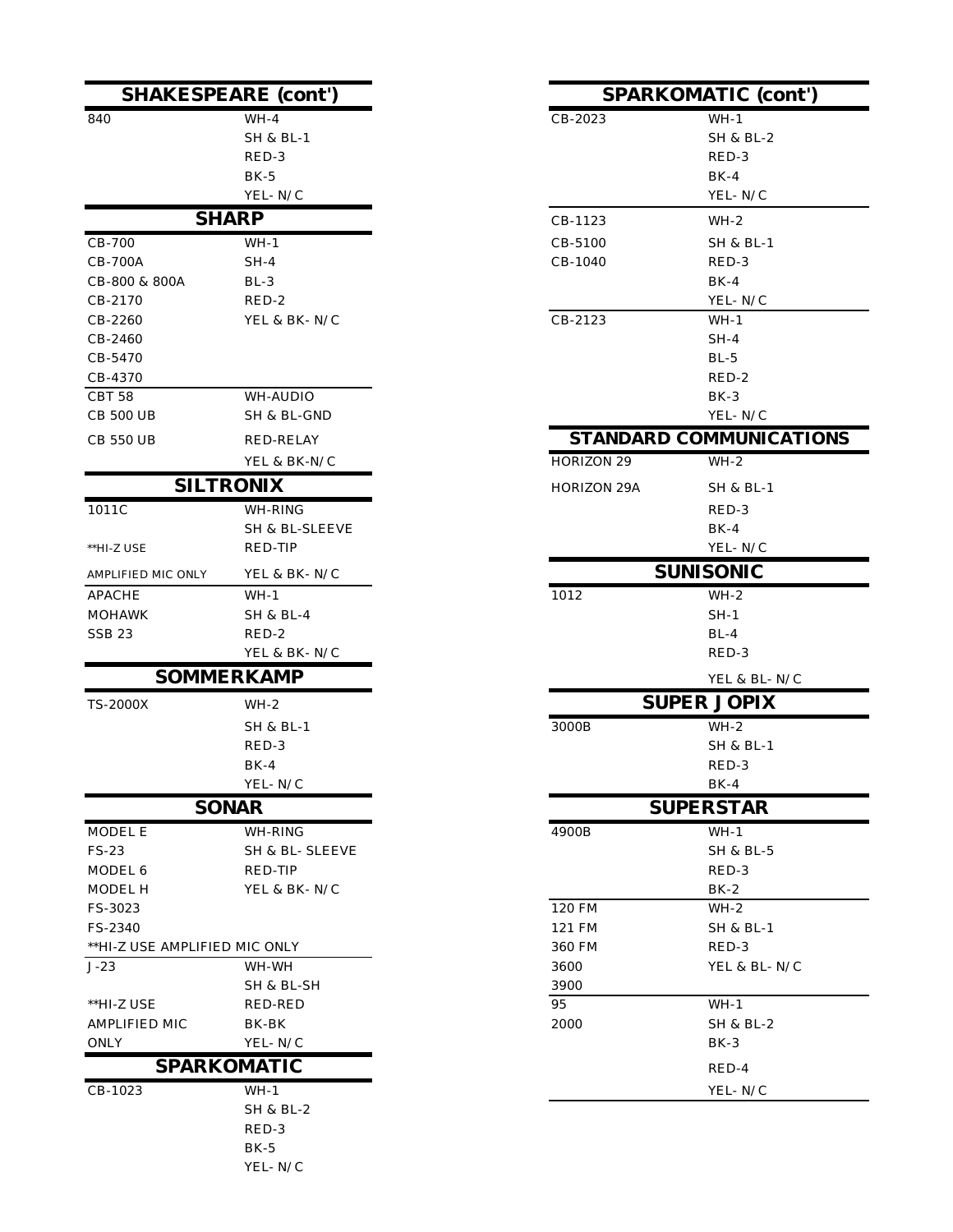## SHAKESPEARE (cont')

| | |
|---|---|
| 840 | WH-4 |
| | SH & BL-1 |
| | RED-3 |
| | BK-5 |
| | YEL- N/C |

## SHARP

| | |
|---|---|
| CB-700 | WH-1 |
| CB-700A | SH-4 |
| CB-800 & 800A | BL-3 |
| CB-2170 | RED-2 |
| CB-2260 | YEL & BK- N/C |
| CB-2460 | |
| CB-5470 | |
| CB-4370 | |
| CBT 58 | WH-AUDIO |
| CB 500 UB | SH & BL-GND |
| CB 550 UB | RED-RELAY |
| | YEL & BK-N/C |

## SILTRONIX

| | |
|---|---|
| 1011C | WH-RING |
| | SH & BL-SLEEVE |
| **HI-Z USE | RED-TIP |
| AMPLIFIED MIC ONLY | YEL & BK- N/C |
| APACHE | WH-1 |
| MOHAWK | SH & BL-4 |
| SSB 23 | RED-2 |
| | YEL & BK- N/C |

## SOMMERKAMP

| | |
|---|---|
| TS-2000X | WH-2 |
| | SH & BL-1 |
| | RED-3 |
| | BK-4 |
| | YEL- N/C |

## SONAR

| | |
|---|---|
| MODEL E | WH-RING |
| FS-23 | SH & BL- SLEEVE |
| MODEL 6 | RED-TIP |
| MODEL H | YEL & BK- N/C |
| FS-3023 | |
| FS-2340 | |
| **HI-Z USE AMPLIFIED MIC ONLY | |
| J-23 | WH-WH |
| | SH & BL-SH |
| **HI-Z USE | RED-RED |
| AMPLIFIED MIC | BK-BK |
| ONLY | YEL- N/C |

## SPARKOMATIC

| | |
|---|---|
| CB-1023 | WH-1 |
| | SH & BL-2 |
| | RED-3 |
| | BK-5 |
| | YEL- N/C |

## SPARKOMATIC (cont')

| | |
|---|---|
| CB-2023 | WH-1 |
| | SH & BL-2 |
| | RED-3 |
| | BK-4 |
| | YEL- N/C |
| CB-1123 | WH-2 |
| CB-5100 | SH & BL-1 |
| CB-1040 | RED-3 |
| | BK-4 |
| | YEL- N/C |
| CB-2123 | WH-1 |
| | SH-4 |
| | BL-5 |
| | RED-2 |
| | BK-3 |
| | YEL- N/C |

## STANDARD COMMUNICATIONS

| | |
|---|---|
| HORIZON 29 | WH-2 |
| HORIZON 29A | SH & BL-1 |
| | RED-3 |
| | BK-4 |
| | YEL- N/C |

## SUNISONIC

| | |
|---|---|
| 1012 | WH-2 |
| | SH-1 |
| | BL-4 |
| | RED-3 |
| | YEL & BL- N/C |

## SUPER JOPIX

| | |
|---|---|
| 3000B | WH-2 |
| | SH & BL-1 |
| | RED-3 |
| | BK-4 |

## SUPERSTAR

| | |
|---|---|
| 4900B | WH-1 |
| | SH & BL-5 |
| | RED-3 |
| | BK-2 |
| 120 FM | WH-2 |
| 121 FM | SH & BL-1 |
| 360 FM | RED-3 |
| 3600 | YEL & BL- N/C |
| 3900 | |
| 95 | WH-1 |
| 2000 | SH & BL-2 |
| | BK-3 |
| | RED-4 |
| | YEL- N/C |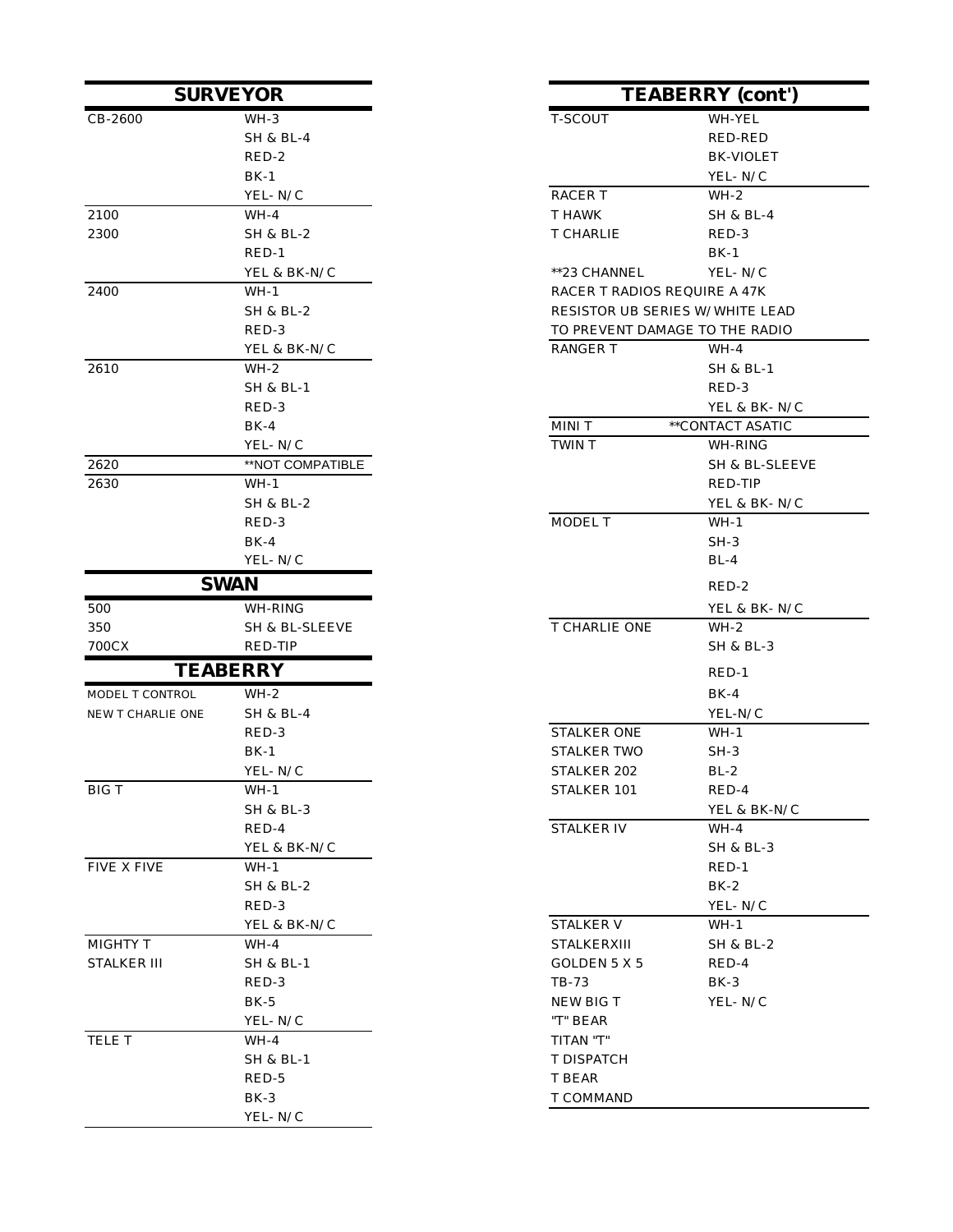## SURVEYOR

| Model | Wiring |
|---|---|
| CB-2600 | WH-3<br>SH & BL-4<br>RED-2<br>BK-1<br>YEL- N/C |
| 2100<br>2300 | WH-4<br>SH & BL-2<br>RED-1<br>YEL & BK-N/C |
| 2400 | WH-1<br>SH & BL-2<br>RED-3<br>YEL & BK-N/C |
| 2610 | WH-2<br>SH & BL-1<br>RED-3<br>BK-4<br>YEL- N/C |
| 2620 | **NOT COMPATIBLE |
| 2630 | WH-1<br>SH & BL-2<br>RED-3<br>BK-4<br>YEL- N/C |

## SWAN

| Model | Wiring |
|---|---|
| 500<br>350<br>700CX | WH-RING<br>SH & BL-SLEEVE<br>RED-TIP |

## TEABERRY

| Model | Wiring |
|---|---|
| MODEL T CONTROL<br>NEW T CHARLIE ONE | WH-2<br>SH & BL-4<br>RED-3<br>BK-1<br>YEL- N/C |
| BIG T | WH-1<br>SH & BL-3<br>RED-4<br>YEL & BK-N/C |
| FIVE X FIVE | WH-1<br>SH & BL-2<br>RED-3<br>YEL & BK-N/C |
| MIGHTY T<br>STALKER III | WH-4<br>SH & BL-1<br>RED-3<br>BK-5<br>YEL- N/C |
| TELE T | WH-4<br>SH & BL-1<br>RED-5<br>BK-3<br>YEL- N/C |

## TEABERRY (cont')

| Model | Wiring |
|---|---|
| T-SCOUT | WH-YEL<br>RED-RED<br>BK-VIOLET<br>YEL- N/C |
| RACER T<br>T HAWK<br>T CHARLIE<br>**23 CHANNEL | WH-2<br>SH & BL-4<br>RED-3<br>BK-1<br>YEL- N/C |
| RACER T RADIOS REQUIRE A 47K RESISTOR UB SERIES W/WHITE LEAD TO PREVENT DAMAGE TO THE RADIO | |
| RANGER T | WH-4<br>SH & BL-1<br>RED-3<br>YEL & BK- N/C |
| MINI T | **CONTACT ASATIC |
| TWIN T | WH-RING<br>SH & BL-SLEEVE<br>RED-TIP<br>YEL & BK- N/C |
| MODEL T | WH-1<br>SH-3<br>BL-4<br>RED-2<br>YEL & BK- N/C |
| T CHARLIE ONE | WH-2<br>SH & BL-3<br>RED-1<br>BK-4<br>YEL-N/C |
| STALKER ONE<br>STALKER TWO<br>STALKER 202<br>STALKER 101 | WH-1<br>SH-3<br>BL-2<br>RED-4<br>YEL & BK-N/C |
| STALKER IV | WH-4<br>SH & BL-3<br>RED-1<br>BK-2<br>YEL- N/C |
| STALKER V<br>STALKERXIII<br>GOLDEN 5 X 5<br>TB-73<br>NEW BIG T<br>"T" BEAR<br>TITAN "T"<br>T DISPATCH<br>T BEAR<br>T COMMAND | WH-1<br>SH & BL-2<br>RED-4<br>BK-3<br>YEL- N/C |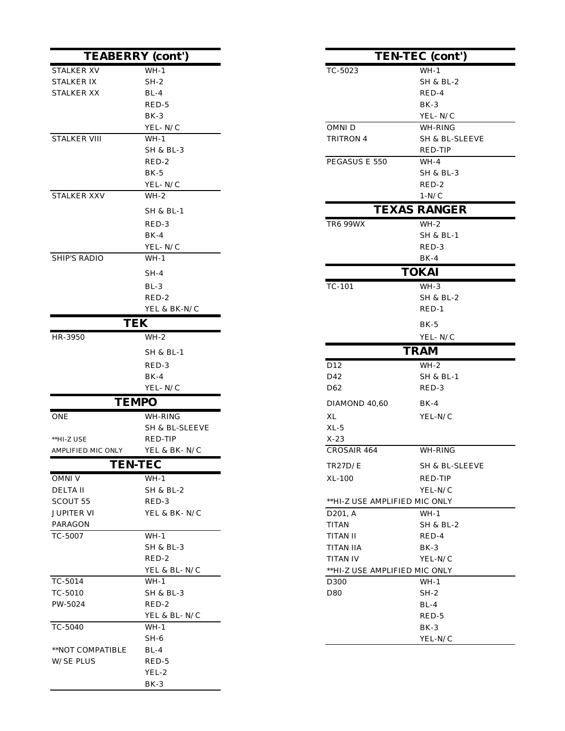## TEABERRY (cont')

| | |
|---|---|
| STALKER XV | WH-1 |
| STALKER IX | SH-2 |
| STALKER XX | BL-4 |
| | RED-5 |
| | BK-3 |
| | YEL- N/C |
| STALKER VIII | WH-1 |
| | SH & BL-3 |
| | RED-2 |
| | BK-5 |
| | YEL- N/C |
| STALKER XXV | WH-2 |
| | SH & BL-1 |
| | RED-3 |
| | BK-4 |
| | YEL- N/C |
| SHIP'S RADIO | WH-1 |
| | SH-4 |
| | BL-3 |
| | RED-2 |
| | YEL & BK-N/C |

## TEK

| | |
|---|---|
| HR-3950 | WH-2 |
| | SH & BL-1 |
| | RED-3 |
| | BK-4 |
| | YEL- N/C |

## TEMPO

| | |
|---|---|
| ONE | WH-RING |
| | SH & BL-SLEEVE |
| **HI-Z USE | RED-TIP |
| AMPLIFIED MIC ONLY | YEL & BK- N/C |

## TEN-TEC

| | |
|---|---|
| OMNI V | WH-1 |
| DELTA II | SH & BL-2 |
| SCOUT 55 | RED-3 |
| JUPITER VI | YEL & BK- N/C |
| PARAGON | |
| TC-5007 | WH-1 |
| | SH & BL-3 |
| | RED-2 |
| | YEL & BL- N/C |
| TC-5014 | WH-1 |
| TC-5010 | SH & BL-3 |
| PW-5024 | RED-2 |
| | YEL & BL- N/C |
| TC-5040 | WH-1 |
| | SH-6 |
| **NOT COMPATIBLE | BL-4 |
| W/SE PLUS | RED-5 |
| | YEL-2 |
| | BK-3 |

## TEN-TEC (cont')

| | |
|---|---|
| TC-5023 | WH-1 |
| | SH & BL-2 |
| | RED-4 |
| | BK-3 |
| | YEL- N/C |
| OMNI D | WH-RING |
| TRITRON 4 | SH & BL-SLEEVE |
| | RED-TIP |
| PEGASUS E 550 | WH-4 |
| | SH & BL-3 |
| | RED-2 |
| | 1-N/C |

## TEXAS RANGER

| | |
|---|---|
| TR6 99WX | WH-2 |
| | SH & BL-1 |
| | RED-3 |
| | BK-4 |

## TOKAI

| | |
|---|---|
| TC-101 | WH-3 |
| | SH & BL-2 |
| | RED-1 |
| | BK-5 |
| | YEL- N/C |

## TRAM

| | |
|---|---|
| D12 | WH-2 |
| D42 | SH & BL-1 |
| D62 | RED-3 |
| DIAMOND 40,60 | BK-4 |
| XL | YEL-N/C |
| XL-5 | |
| X-23 | |
| CROSAIR 464 | WH-RING |
| TR27D/E | SH & BL-SLEEVE |
| XL-100 | RED-TIP |
| | YEL-N/C |
| **HI-Z USE AMPLIFIED MIC ONLY | |
| D201, A | WH-1 |
| TITAN | SH & BL-2 |
| TITAN II | RED-4 |
| TITAN IIA | BK-3 |
| TITAN IV | YEL-N/C |
| **HI-Z USE AMPLIFIED MIC ONLY | |
| D300 | WH-1 |
| D80 | SH-2 |
| | BL-4 |
| | RED-5 |
| | BK-3 |
| | YEL-N/C |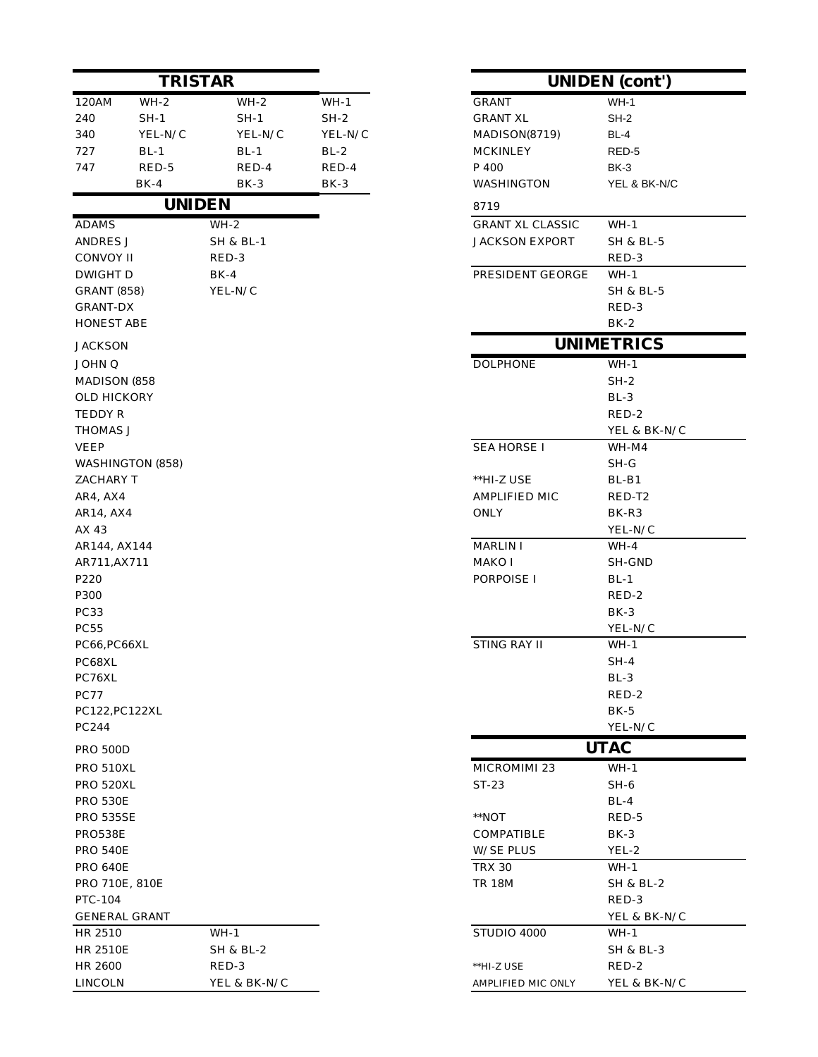## TRISTAR

| | | | |
|---|---|---|---|
| 120AM | WH-2 | WH-2 | WH-1 |
| 240 | SH-1 | SH-1 | SH-2 |
| 340 | YEL-N/C | YEL-N/C | YEL-N/C |
| 727 | BL-1 | BL-1 | BL-2 |
| 747 | RED-5 | RED-4 | RED-4 |
| | BK-4 | BK-3 | BK-3 |

## UNIDEN

| | |
|---|---|
| ADAMS | WH-2 |
| ANDRES J | SH & BL-1 |
| CONVOY II | RED-3 |
| DWIGHT D | BK-4 |
| GRANT (858) | YEL-N/C |
| GRANT-DX | |
| HONEST ABE | |
| JACKSON | |
| JOHN Q | |
| MADISON (858 | |
| OLD HICKORY | |
| TEDDY R | |
| THOMAS J | |
| VEEP | |
| WASHINGTON (858) | |
| ZACHARY T | |
| AR4, AX4 | |
| AR14, AX4 | |
| AX 43 | |
| AR144, AX144 | |
| AR711,AX711 | |
| P220 | |
| P300 | |
| PC33 | |
| PC55 | |
| PC66,PC66XL | |
| PC68XL | |
| PC76XL | |
| PC77 | |
| PC122,PC122XL | |
| PC244 | |
| PRO 500D | |
| PRO 510XL | |
| PRO 520XL | |
| PRO 530E | |
| PRO 535SE | |
| PRO538E | |
| PRO 540E | |
| PRO 640E | |
| PRO 710E, 810E | |
| PTC-104 | |
| GENERAL GRANT | |
| HR 2510 | WH-1 |
| HR 2510E | SH & BL-2 |
| HR 2600 | RED-3 |
| LINCOLN | YEL & BK-N/C |

## UNIDEN (cont')

| | |
|---|---|
| GRANT | WH-1 |
| GRANT XL | SH-2 |
| MADISON(8719) | BL-4 |
| MCKINLEY | RED-5 |
| P 400 | BK-3 |
| WASHINGTON | YEL & BK-N/C |
| 8719 | |
| GRANT XL CLASSIC | WH-1 |
| JACKSON EXPORT | SH & BL-5 |
| | RED-3 |
| PRESIDENT GEORGE | WH-1 |
| | SH & BL-5 |
| | RED-3 |
| | BK-2 |

## UNIMETRICS

| | |
|---|---|
| DOLPHONE | WH-1 |
| | SH-2 |
| | BL-3 |
| | RED-2 |
| | YEL & BK-N/C |
| SEA HORSE I | WH-M4 |
| | SH-G |
| **HI-Z USE | BL-B1 |
| AMPLIFIED MIC | RED-T2 |
| ONLY | BK-R3 |
| | YEL-N/C |
| MARLIN I | WH-4 |
| MAKO I | SH-GND |
| PORPOISE I | BL-1 |
| | RED-2 |
| | BK-3 |
| | YEL-N/C |
| STING RAY II | WH-1 |
| | SH-4 |
| | BL-3 |
| | RED-2 |
| | BK-5 |
| | YEL-N/C |

## UTAC

| | |
|---|---|
| MICROMIMI 23 | WH-1 |
| ST-23 | SH-6 |
| | BL-4 |
| **NOT | RED-5 |
| COMPATIBLE | BK-3 |
| W/SE PLUS | YEL-2 |
| TRX 30 | WH-1 |
| TR 18M | SH & BL-2 |
| | RED-3 |
| | YEL & BK-N/C |
| STUDIO 4000 | WH-1 |
| | SH & BL-3 |
| **HI-Z USE | RED-2 |
| AMPLIFIED MIC ONLY | YEL & BK-N/C |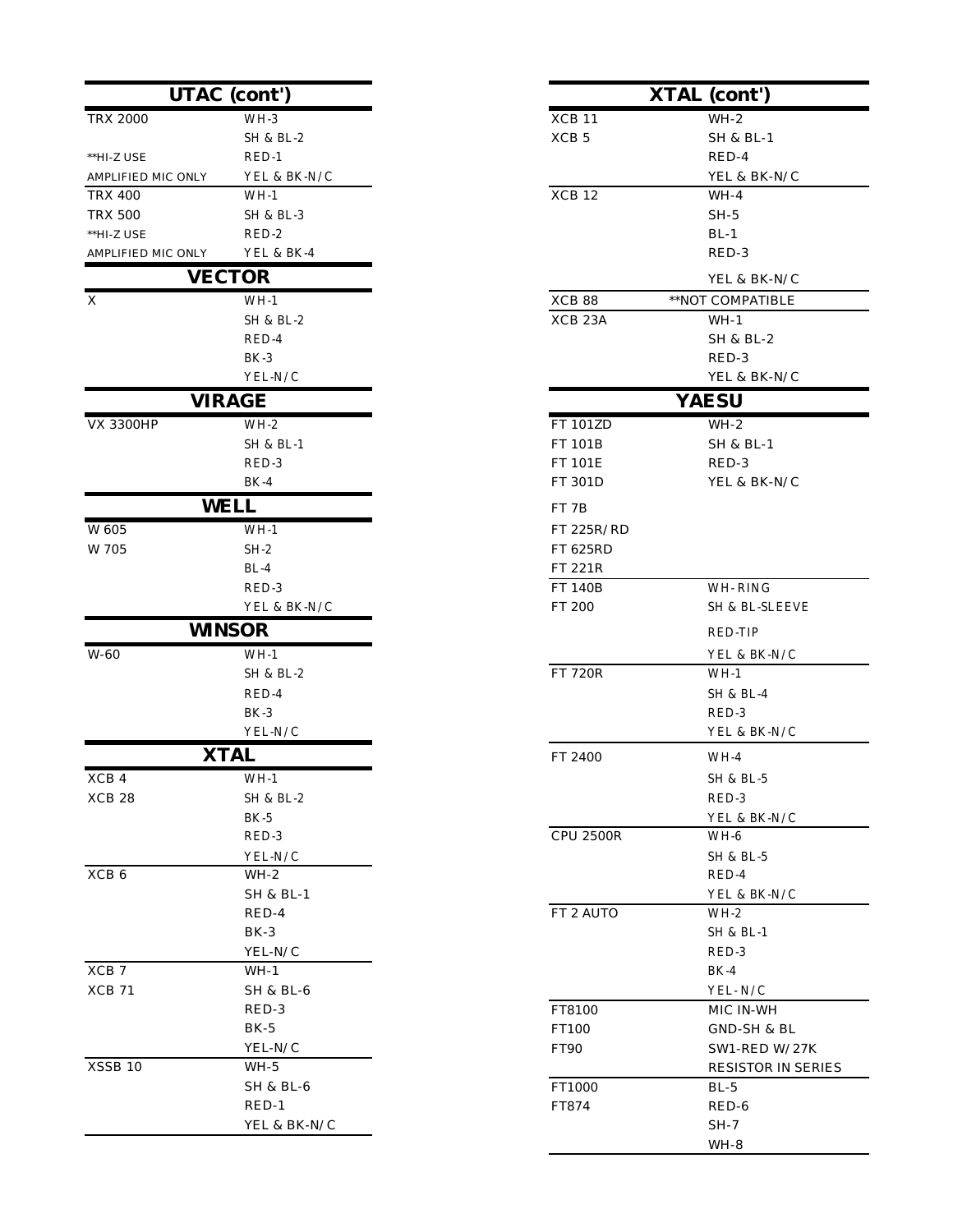## UTAC (cont')

| Model | Wiring |
|---|---|
| TRX 2000 | WH-3 |
| | SH & BL-2 |
| **HI-Z USE | RED-1 |
| AMPLIFIED MIC ONLY | YEL & BK-N/C |
| TRX 400 | WH-1 |
| TRX 500 | SH & BL-3 |
| **HI-Z USE | RED-2 |
| AMPLIFIED MIC ONLY | YEL & BK-4 |

## VECTOR

| Model | Wiring |
|---|---|
| X | WH-1 |
| | SH & BL-2 |
| | RED-4 |
| | BK-3 |
| | YEL-N/C |

## VIRAGE

| Model | Wiring |
|---|---|
| VX 3300HP | WH-2 |
| | SH & BL-1 |
| | RED-3 |
| | BK-4 |

## WELL

| Model | Wiring |
|---|---|
| W 605 | WH-1 |
| W 705 | SH-2 |
| | BL-4 |
| | RED-3 |
| | YEL & BK-N/C |

## WINSOR

| Model | Wiring |
|---|---|
| W-60 | WH-1 |
| | SH & BL-2 |
| | RED-4 |
| | BK-3 |
| | YEL-N/C |

## XTAL

| Model | Wiring |
|---|---|
| XCB 4 | WH-1 |
| XCB 28 | SH & BL-2 |
| | BK-5 |
| | RED-3 |
| | YEL-N/C |
| XCB 6 | WH-2 |
| | SH & BL-1 |
| | RED-4 |
| | BK-3 |
| | YEL-N/C |
| XCB 7 | WH-1 |
| XCB 71 | SH & BL-6 |
| | RED-3 |
| | BK-5 |
| | YEL-N/C |
| XSSB 10 | WH-5 |
| | SH & BL-6 |
| | RED-1 |
| | YEL & BK-N/C |

## XTAL (cont')

| Model | Wiring |
|---|---|
| XCB 11 | WH-2 |
| XCB 5 | SH & BL-1 |
| | RED-4 |
| | YEL & BK-N/C |
| XCB 12 | WH-4 |
| | SH-5 |
| | BL-1 |
| | RED-3 |
| | YEL & BK-N/C |
| XCB 88 | **NOT COMPATIBLE |
| XCB 23A | WH-1 |
| | SH & BL-2 |
| | RED-3 |
| | YEL & BK-N/C |

## YAESU

| Model | Wiring |
|---|---|
| FT 101ZD | WH-2 |
| FT 101B | SH & BL-1 |
| FT 101E | RED-3 |
| FT 301D | YEL & BK-N/C |
| FT 7B | |
| FT 225R/RD | |
| FT 625RD | |
| FT 221R | |
| FT 140B | WH-RING |
| FT 200 | SH & BL-SLEEVE |
| | RED-TIP |
| | YEL & BK-N/C |
| FT 720R | WH-1 |
| | SH & BL-4 |
| | RED-3 |
| | YEL & BK-N/C |
| FT 2400 | WH-4 |
| | SH & BL-5 |
| | RED-3 |
| | YEL & BK-N/C |
| CPU 2500R | WH-6 |
| | SH & BL-5 |
| | RED-4 |
| | YEL & BK-N/C |
| FT 2 AUTO | WH-2 |
| | SH & BL-1 |
| | RED-3 |
| | BK-4 |
| | YEL-N/C |
| FT8100 | MIC IN-WH |
| FT100 | GND-SH & BL |
| FT90 | SW1-RED W/27K |
| | RESISTOR IN SERIES |
| FT1000 | BL-5 |
| FT874 | RED-6 |
| | SH-7 |
| | WH-8 |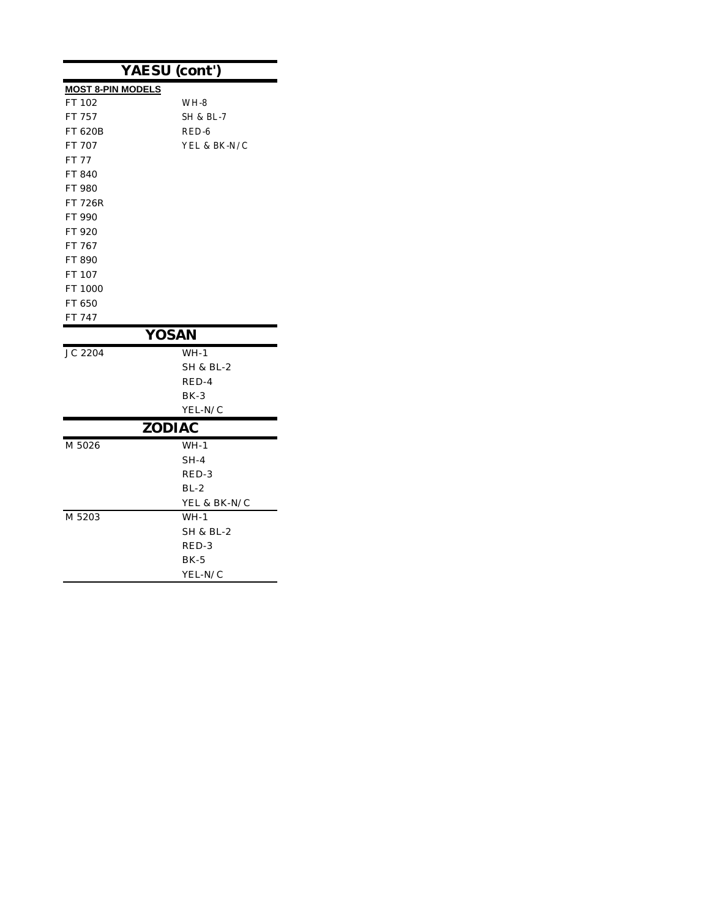## YAESU (cont')

| MOST 8-PIN MODELS | |
|---|---|
| FT 102 | WH-8 |
| FT 757 | SH & BL-7 |
| FT 620B | RED-6 |
| FT 707 | YEL & BK-N/C |
| FT 77 | |
| FT 840 | |
| FT 980 | |
| FT 726R | |
| FT 990 | |
| FT 920 | |
| FT 767 | |
| FT 890 | |
| FT 107 | |
| FT 1000 | |
| FT 650 | |
| FT 747 | |

## YOSAN

| | |
|---|---|
| JC 2204 | WH-1 |
| | SH & BL-2 |
| | RED-4 |
| | BK-3 |
| | YEL-N/C |

## ZODIAC

| | |
|---|---|
| M 5026 | WH-1 |
| | SH-4 |
| | RED-3 |
| | BL-2 |
| | YEL & BK-N/C |
| M 5203 | WH-1 |
| | SH & BL-2 |
| | RED-3 |
| | BK-5 |
| | YEL-N/C |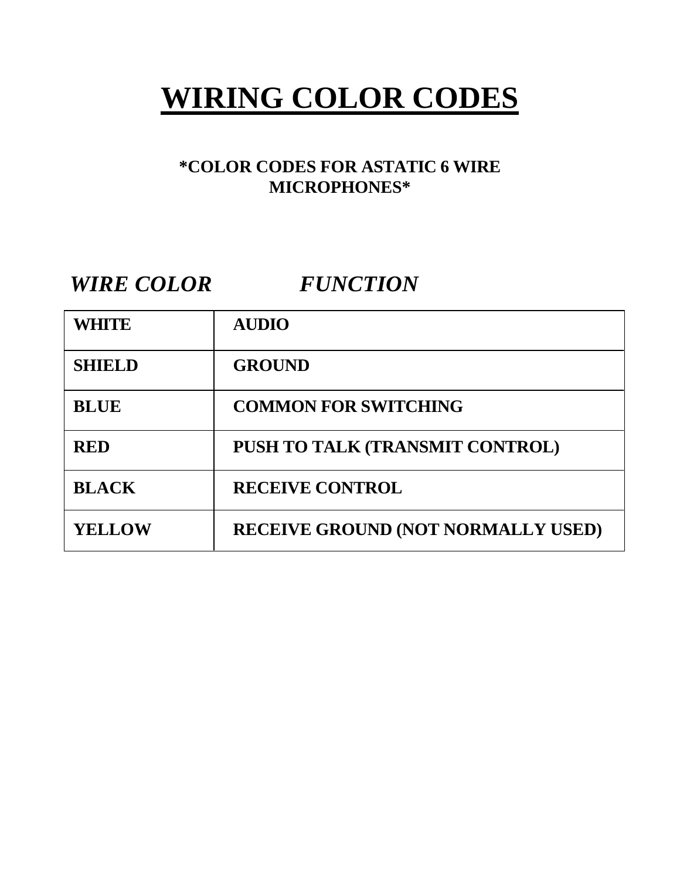# WIRING COLOR CODES

**\*COLOR CODES FOR ASTATIC 6 WIRE MICROPHONES\***

| *WIRE COLOR* | *FUNCTION* |
| --- | --- |
| **WHITE** | **AUDIO** |
| **SHIELD** | **GROUND** |
| **BLUE** | **COMMON FOR SWITCHING** |
| **RED** | **PUSH TO TALK (TRANSMIT CONTROL)** |
| **BLACK** | **RECEIVE CONTROL** |
| **YELLOW** | **RECEIVE GROUND (NOT NORMALLY USED)** |